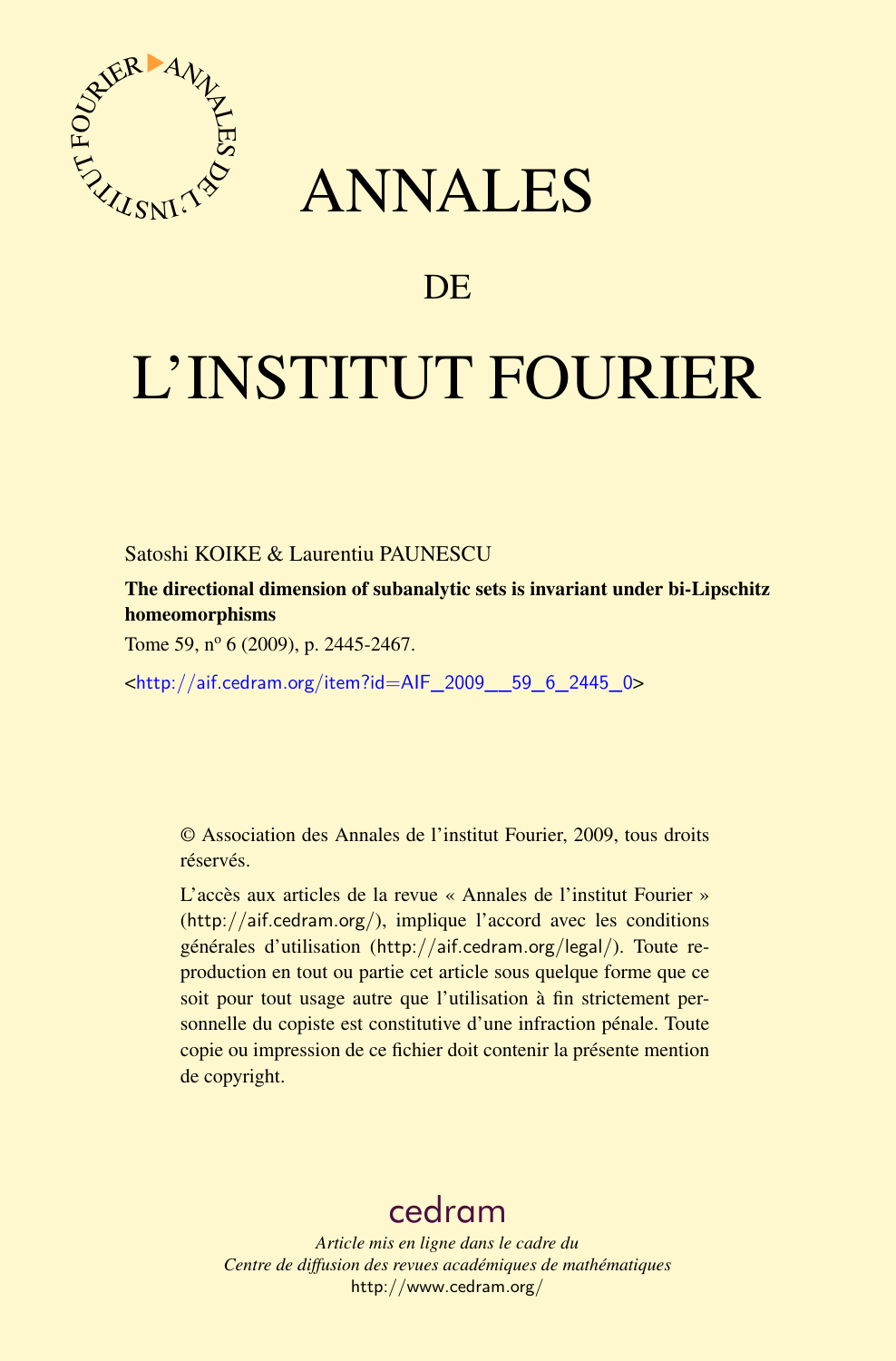# ANNALES

## DE

# L'INSTITUT FOURIER

Satoshi KOIKE & Laurentiu PAUNESCU

**The directional dimension of subanalytic sets is invariant under bi-Lipschitz homeomorphisms**

Tome 59, n$^{o}$ 6 (2009), p. 2445-2467.

<http://aif.cedram.org/item?id=AIF_2009__59_6_2445_0>

© Association des Annales de l'institut Fourier, 2009, tous droits réservés.

L'accès aux articles de la revue « Annales de l'institut Fourier » (http://aif.cedram.org/), implique l'accord avec les conditions générales d'utilisation (http://aif.cedram.org/legal/). Toute reproduction en tout ou partie cet article sous quelque forme que ce soit pour tout usage autre que l'utilisation à fin strictement personnelle du copiste est constitutive d'une infraction pénale. Toute copie ou impression de ce fichier doit contenir la présente mention de copyright.

cedram

*Article mis en ligne dans le cadre du*
*Centre de diffusion des revues académiques de mathématiques*
http://www.cedram.org/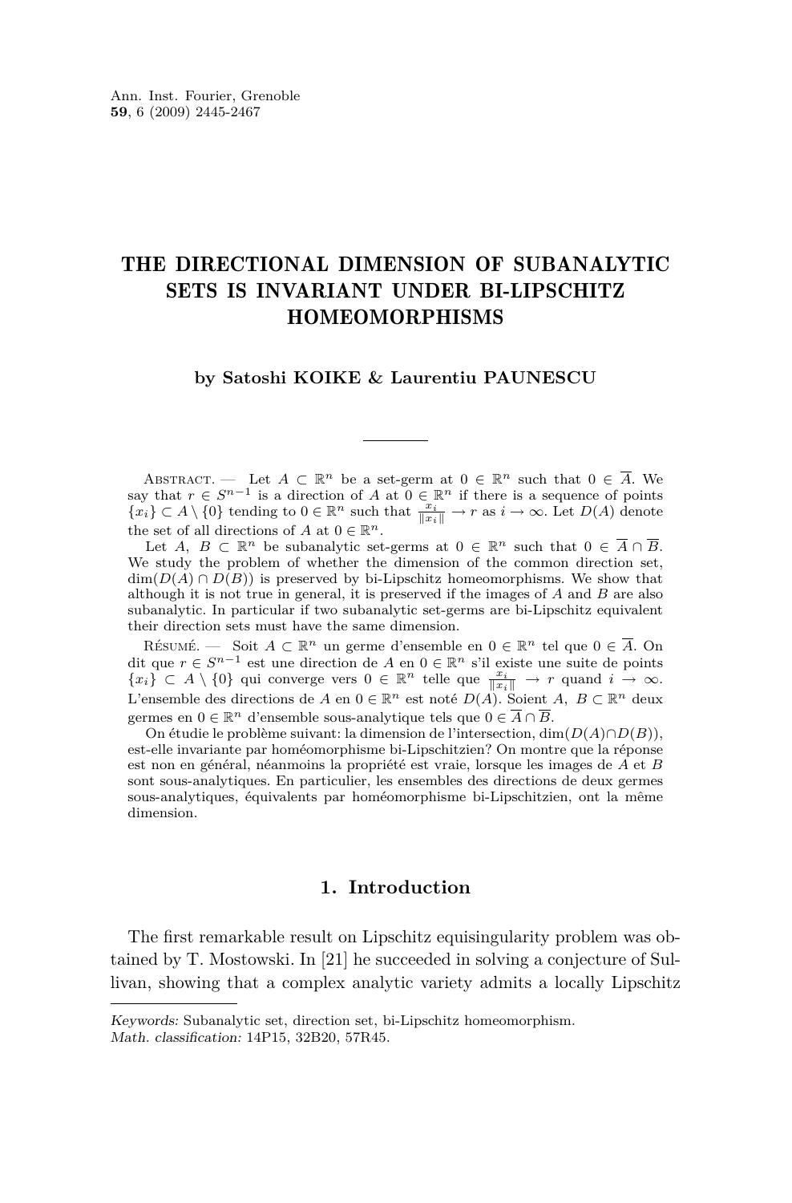# THE DIRECTIONAL DIMENSION OF SUBANALYTIC SETS IS INVARIANT UNDER BI-LIPSCHITZ HOMEOMORPHISMS

**by Satoshi KOIKE & Laurentiu PAUNESCU**

Abstract. — Let $A \subset \mathbb{R}^n$ be a set-germ at $0 \in \mathbb{R}^n$ such that $0 \in \overline{A}$. We say that $r \in S^{n-1}$ is a direction of $A$ at $0 \in \mathbb{R}^n$ if there is a sequence of points $\{x_i\} \subset A \setminus \{0\}$ tending to $0 \in \mathbb{R}^n$ such that $\frac{x_i}{\|x_i\|} \to r$ as $i \to \infty$. Let $D(A)$ denote the set of all directions of $A$ at $0 \in \mathbb{R}^n$.

Let $A, B \subset \mathbb{R}^n$ be subanalytic set-germs at $0 \in \mathbb{R}^n$ such that $0 \in \overline{A} \cap \overline{B}$. We study the problem of whether the dimension of the common direction set, $\dim(D(A) \cap D(B))$ is preserved by bi-Lipschitz homeomorphisms. We show that although it is not true in general, it is preserved if the images of $A$ and $B$ are also subanalytic. In particular if two subanalytic set-germs are bi-Lipschitz equivalent their direction sets must have the same dimension.

Résumé. — Soit $A \subset \mathbb{R}^n$ un germe d'ensemble en $0 \in \mathbb{R}^n$ tel que $0 \in \overline{A}$. On dit que $r \in S^{n-1}$ est une direction de $A$ en $0 \in \mathbb{R}^n$ s'il existe une suite de points $\{x_i\} \subset A \setminus \{0\}$ qui converge vers $0 \in \mathbb{R}^n$ telle que $\frac{x_i}{\|x_i\|} \to r$ quand $i \to \infty$. L'ensemble des directions de $A$ en $0 \in \mathbb{R}^n$ est noté $D(A)$. Soient $A, B \subset \mathbb{R}^n$ deux germes en $0 \in \mathbb{R}^n$ d'ensemble sous-analytique tels que $0 \in \overline{A} \cap \overline{B}$.

On étudie le problème suivant: la dimension de l'intersection, $\dim(D(A) \cap D(B))$, est-elle invariante par homéomorphisme bi-Lipschitzien? On montre que la réponse est non en général, néanmoins la propriété est vraie, lorsque les images de $A$ et $B$ sont sous-analytiques. En particulier, les ensembles des directions de deux germes sous-analytiques, équivalents par homéomorphisme bi-Lipschitzien, ont la même dimension.

## 1. Introduction

The first remarkable result on Lipschitz equisingularity problem was obtained by T. Mostowski. In [21] he succeeded in solving a conjecture of Sullivan, showing that a complex analytic variety admits a locally Lipschitz

*Keywords:* Subanalytic set, direction set, bi-Lipschitz homeomorphism.
*Math. classification:* 14P15, 32B20, 57R45.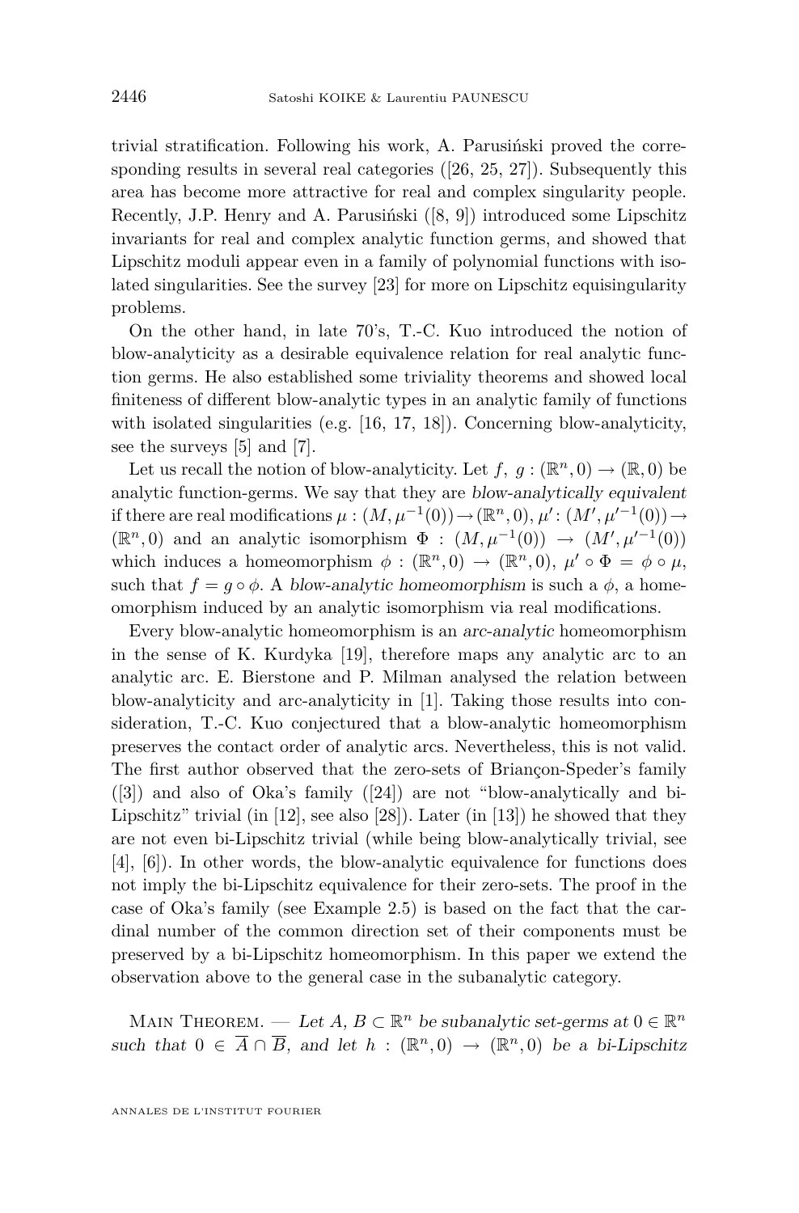trivial stratification. Following his work, A. Parusiński proved the corresponding results in several real categories ([26, 25, 27]). Subsequently this area has become more attractive for real and complex singularity people. Recently, J.P. Henry and A. Parusiński ([8, 9]) introduced some Lipschitz invariants for real and complex analytic function germs, and showed that Lipschitz moduli appear even in a family of polynomial functions with isolated singularities. See the survey [23] for more on Lipschitz equisingularity problems.

On the other hand, in late 70's, T.-C. Kuo introduced the notion of blow-analyticity as a desirable equivalence relation for real analytic function germs. He also established some triviality theorems and showed local finiteness of different blow-analytic types in an analytic family of functions with isolated singularities (e.g. [16, 17, 18]). Concerning blow-analyticity, see the surveys [5] and [7].

Let us recall the notion of blow-analyticity. Let $f,\ g : (\mathbb{R}^n, 0) \to (\mathbb{R}, 0)$ be analytic function-germs. We say that they are *blow-analytically equivalent* if there are real modifications $\mu : (M, \mu^{-1}(0)) \to (\mathbb{R}^n, 0)$, $\mu' : (M', \mu'^{-1}(0)) \to (\mathbb{R}^n, 0)$ and an analytic isomorphism $\Phi : (M, \mu^{-1}(0)) \to (M', \mu'^{-1}(0))$ which induces a homeomorphism $\phi : (\mathbb{R}^n, 0) \to (\mathbb{R}^n, 0)$, $\mu' \circ \Phi = \phi \circ \mu$, such that $f = g \circ \phi$. A *blow-analytic homeomorphism* is such a $\phi$, a homeomorphism induced by an analytic isomorphism via real modifications.

Every blow-analytic homeomorphism is an *arc-analytic* homeomorphism in the sense of K. Kurdyka [19], therefore maps any analytic arc to an analytic arc. E. Bierstone and P. Milman analysed the relation between blow-analyticity and arc-analyticity in [1]. Taking those results into consideration, T.-C. Kuo conjectured that a blow-analytic homeomorphism preserves the contact order of analytic arcs. Nevertheless, this is not valid. The first author observed that the zero-sets of Briançon-Speder's family ([3]) and also of Oka's family ([24]) are not "blow-analytically and bi-Lipschitz" trivial (in [12], see also [28]). Later (in [13]) he showed that they are not even bi-Lipschitz trivial (while being blow-analytically trivial, see [4], [6]). In other words, the blow-analytic equivalence for functions does not imply the bi-Lipschitz equivalence for their zero-sets. The proof in the case of Oka's family (see Example 2.5) is based on the fact that the cardinal number of the common direction set of their components must be preserved by a bi-Lipschitz homeomorphism. In this paper we extend the observation above to the general case in the subanalytic category.

Main Theorem. — *Let $A$, $B \subset \mathbb{R}^n$ be subanalytic set-germs at $0 \in \mathbb{R}^n$ such that $0 \in \overline{A} \cap \overline{B}$, and let $h : (\mathbb{R}^n, 0) \to (\mathbb{R}^n, 0)$ be a bi-Lipschitz*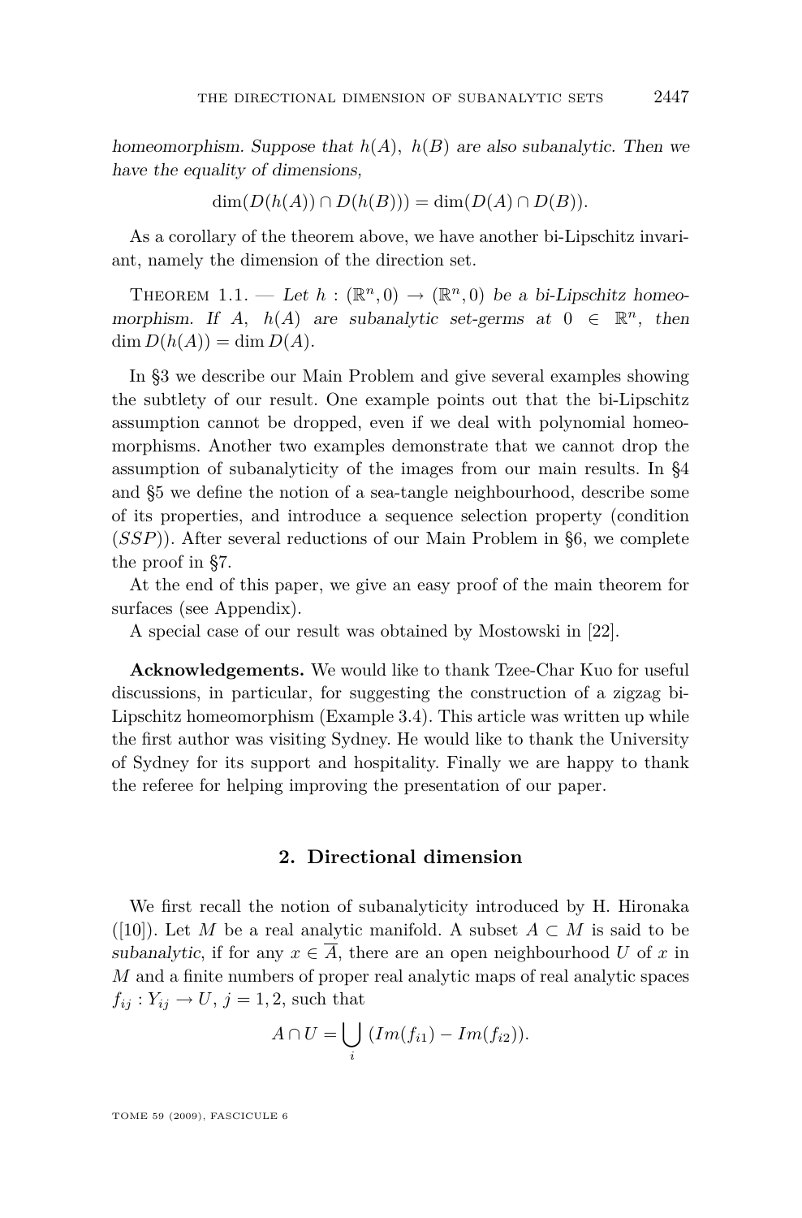*homeomorphism. Suppose that $h(A)$, $h(B)$ are also subanalytic. Then we have the equality of dimensions,*

$$\dim(D(h(A)) \cap D(h(B))) = \dim(D(A) \cap D(B)).$$

As a corollary of the theorem above, we have another bi-Lipschitz invariant, namely the dimension of the direction set.

Theorem 1.1. — *Let $h : (\mathbb{R}^n, 0) \to (\mathbb{R}^n, 0)$ be a bi-Lipschitz homeomorphism. If $A$, $h(A)$ are subanalytic set-germs at $0 \in \mathbb{R}^n$, then $\dim D(h(A)) = \dim D(A)$.*

In §3 we describe our Main Problem and give several examples showing the subtlety of our result. One example points out that the bi-Lipschitz assumption cannot be dropped, even if we deal with polynomial homeomorphisms. Another two examples demonstrate that we cannot drop the assumption of subanalyticity of the images from our main results. In §4 and §5 we define the notion of a sea-tangle neighbourhood, describe some of its properties, and introduce a sequence selection property (condition $(SSP)$). After several reductions of our Main Problem in §6, we complete the proof in §7.

At the end of this paper, we give an easy proof of the main theorem for surfaces (see Appendix).

A special case of our result was obtained by Mostowski in [22].

**Acknowledgements.** We would like to thank Tzee-Char Kuo for useful discussions, in particular, for suggesting the construction of a zigzag bi-Lipschitz homeomorphism (Example 3.4). This article was written up while the first author was visiting Sydney. He would like to thank the University of Sydney for its support and hospitality. Finally we are happy to thank the referee for helping improving the presentation of our paper.

## 2. Directional dimension

We first recall the notion of subanalyticity introduced by H. Hironaka ([10]). Let $M$ be a real analytic manifold. A subset $A \subset M$ is said to be *subanalytic*, if for any $x \in \overline{A}$, there are an open neighbourhood $U$ of $x$ in $M$ and a finite numbers of proper real analytic maps of real analytic spaces $f_{ij} : Y_{ij} \to U$, $j = 1, 2$, such that

$$A \cap U = \bigcup_i (Im(f_{i1}) - Im(f_{i2})).$$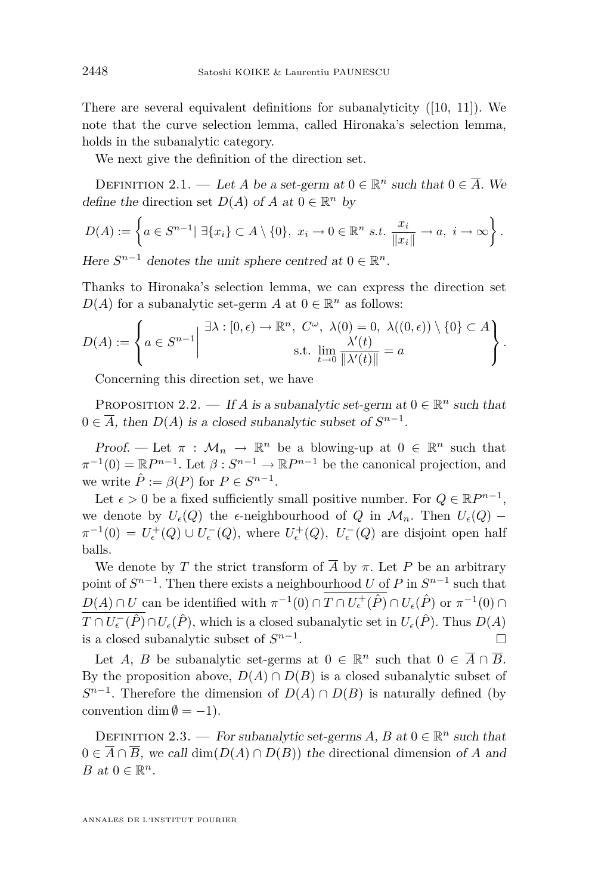There are several equivalent definitions for subanalyticity ([10, 11]). We note that the curve selection lemma, called Hironaka's selection lemma, holds in the subanalytic category.

We next give the definition of the direction set.

Definition 2.1. — *Let $A$ be a set-germ at $0 \in \mathbb{R}^n$ such that $0 \in \overline{A}$. We define the* direction set $D(A)$ *of $A$ at $0 \in \mathbb{R}^n$ by*

$$D(A) := \left\{ a \in S^{n-1} | \ \exists \{x_i\} \subset A \setminus \{0\}, \ x_i \to 0 \in \mathbb{R}^n \ \text{s.t.} \ \frac{x_i}{\|x_i\|} \to a, \ i \to \infty \right\}.$$

*Here $S^{n-1}$ denotes the unit sphere centred at $0 \in \mathbb{R}^n$.*

Thanks to Hironaka's selection lemma, we can express the direction set $D(A)$ for a subanalytic set-germ $A$ at $0 \in \mathbb{R}^n$ as follows:

$$D(A) := \left\{ a \in S^{n-1} \middle| \begin{array}{c} \exists \lambda : [0, \epsilon) \to \mathbb{R}^n, \ C^\omega, \ \lambda(0) = 0, \ \lambda((0,\epsilon)) \setminus \{0\} \subset A \\ \text{s.t.} \ \displaystyle\lim_{t \to 0} \frac{\lambda'(t)}{\|\lambda'(t)\|} = a \end{array} \right\}.$$

Concerning this direction set, we have

Proposition 2.2. — *If $A$ is a subanalytic set-germ at $0 \in \mathbb{R}^n$ such that $0 \in \overline{A}$, then $D(A)$ is a closed subanalytic subset of $S^{n-1}$.*

*Proof.* — Let $\pi : \mathcal{M}_n \to \mathbb{R}^n$ be a blowing-up at $0 \in \mathbb{R}^n$ such that $\pi^{-1}(0) = \mathbb{R}P^{n-1}$. Let $\beta : S^{n-1} \to \mathbb{R}P^{n-1}$ be the canonical projection, and we write $\hat{P} := \beta(P)$ for $P \in S^{n-1}$.

Let $\epsilon > 0$ be a fixed sufficiently small positive number. For $Q \in \mathbb{R}P^{n-1}$, we denote by $U_\epsilon(Q)$ the $\epsilon$-neighbourhood of $Q$ in $\mathcal{M}_n$. Then $U_\epsilon(Q) - \pi^{-1}(0) = U_\epsilon^+(Q) \cup U_\epsilon^-(Q)$, where $U_\epsilon^+(Q)$, $U_\epsilon^-(Q)$ are disjoint open half balls.

We denote by $T$ the strict transform of $\overline{A}$ by $\pi$. Let $P$ be an arbitrary point of $S^{n-1}$. Then there exists a neighbourhood $U$ of $P$ in $S^{n-1}$ such that $D(A) \cap U$ can be identified with $\pi^{-1}(0) \cap \overline{T \cap U_\epsilon^+(\hat{P})} \cap U_\epsilon(\hat{P})$ or $\pi^{-1}(0) \cap \overline{T \cap U_\epsilon^-(\hat{P})} \cap U_\epsilon(\hat{P})$, which is a closed subanalytic set in $U_\epsilon(\hat{P})$. Thus $D(A)$ is a closed subanalytic subset of $S^{n-1}$. $\square$

Let $A$, $B$ be subanalytic set-germs at $0 \in \mathbb{R}^n$ such that $0 \in \overline{A} \cap \overline{B}$. By the proposition above, $D(A) \cap D(B)$ is a closed subanalytic subset of $S^{n-1}$. Therefore the dimension of $D(A) \cap D(B)$ is naturally defined (by convention $\dim \emptyset = -1$).

Definition 2.3. — *For subanalytic set-germs $A$, $B$ at $0 \in \mathbb{R}^n$ such that $0 \in \overline{A} \cap \overline{B}$, we call* $\dim(D(A) \cap D(B))$ *the* directional dimension *of $A$ and $B$ at $0 \in \mathbb{R}^n$.*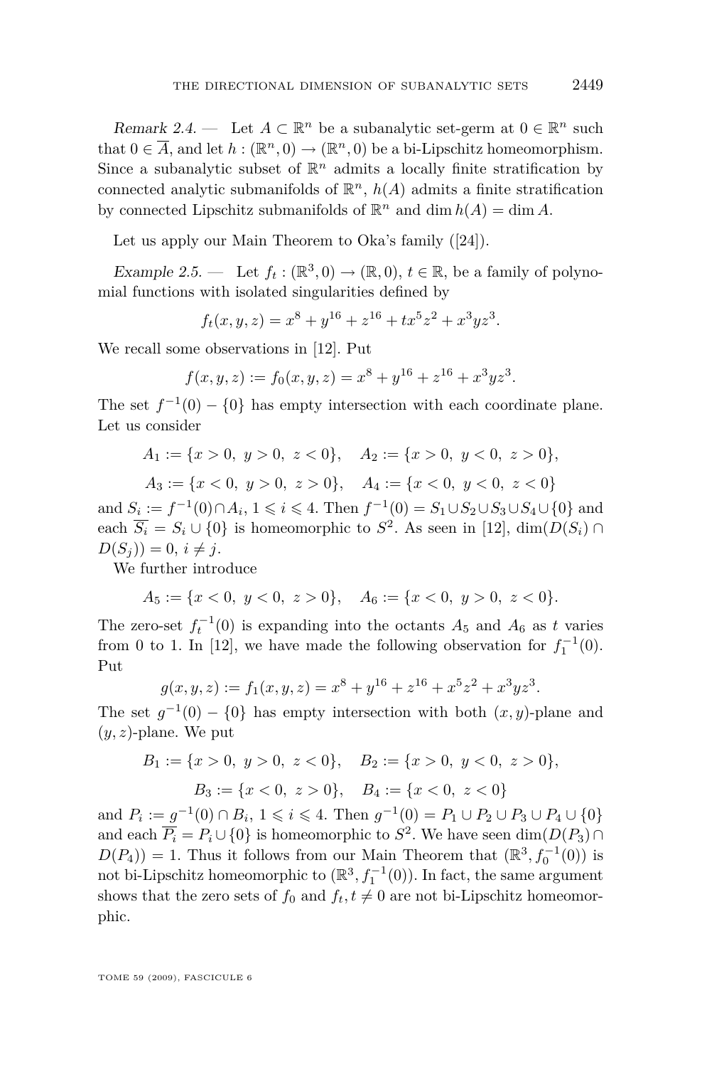*Remark 2.4.* — Let $A \subset \mathbb{R}^n$ be a subanalytic set-germ at $0 \in \mathbb{R}^n$ such that $0 \in \overline{A}$, and let $h : (\mathbb{R}^n, 0) \to (\mathbb{R}^n, 0)$ be a bi-Lipschitz homeomorphism. Since a subanalytic subset of $\mathbb{R}^n$ admits a locally finite stratification by connected analytic submanifolds of $\mathbb{R}^n$, $h(A)$ admits a finite stratification by connected Lipschitz submanifolds of $\mathbb{R}^n$ and $\dim h(A) = \dim A$.

Let us apply our Main Theorem to Oka's family ([24]).

*Example 2.5.* — Let $f_t : (\mathbb{R}^3, 0) \to (\mathbb{R}, 0)$, $t \in \mathbb{R}$, be a family of polynomial functions with isolated singularities defined by

$$f_t(x, y, z) = x^8 + y^{16} + z^{16} + tx^5z^2 + x^3yz^3.$$

We recall some observations in [12]. Put

$$f(x, y, z) := f_0(x, y, z) = x^8 + y^{16} + z^{16} + x^3yz^3.$$

The set $f^{-1}(0) - \{0\}$ has empty intersection with each coordinate plane. Let us consider

$$A_1 := \{x > 0,\ y > 0,\ z < 0\}, \quad A_2 := \{x > 0,\ y < 0,\ z > 0\},$$

$$A_3 := \{x < 0,\ y > 0,\ z > 0\}, \quad A_4 := \{x < 0,\ y < 0,\ z < 0\}$$

and $S_i := f^{-1}(0) \cap A_i$, $1 \leqslant i \leqslant 4$. Then $f^{-1}(0) = S_1 \cup S_2 \cup S_3 \cup S_4 \cup \{0\}$ and each $\overline{S_i} = S_i \cup \{0\}$ is homeomorphic to $S^2$. As seen in [12], $\dim(D(S_i) \cap D(S_j)) = 0$, $i \neq j$.

We further introduce

$$A_5 := \{x < 0,\ y < 0,\ z > 0\}, \quad A_6 := \{x < 0,\ y > 0,\ z < 0\}.$$

The zero-set $f_t^{-1}(0)$ is expanding into the octants $A_5$ and $A_6$ as $t$ varies from 0 to 1. In [12], we have made the following observation for $f_1^{-1}(0)$. Put

$$g(x, y, z) := f_1(x, y, z) = x^8 + y^{16} + z^{16} + x^5z^2 + x^3yz^3.$$

The set $g^{-1}(0) - \{0\}$ has empty intersection with both $(x, y)$-plane and $(y, z)$-plane. We put

$$B_1 := \{x > 0,\ y > 0,\ z < 0\}, \quad B_2 := \{x > 0,\ y < 0,\ z > 0\},$$

$$B_3 := \{x < 0,\ z > 0\}, \quad B_4 := \{x < 0,\ z < 0\}$$

and $P_i := g^{-1}(0) \cap B_i$, $1 \leqslant i \leqslant 4$. Then $g^{-1}(0) = P_1 \cup P_2 \cup P_3 \cup P_4 \cup \{0\}$ and each $\overline{P_i} = P_i \cup \{0\}$ is homeomorphic to $S^2$. We have seen $\dim(D(P_3) \cap D(P_4)) = 1$. Thus it follows from our Main Theorem that $(\mathbb{R}^3, f_0^{-1}(0))$ is not bi-Lipschitz homeomorphic to $(\mathbb{R}^3, f_1^{-1}(0))$. In fact, the same argument shows that the zero sets of $f_0$ and $f_t, t \neq 0$ are not bi-Lipschitz homeomorphic.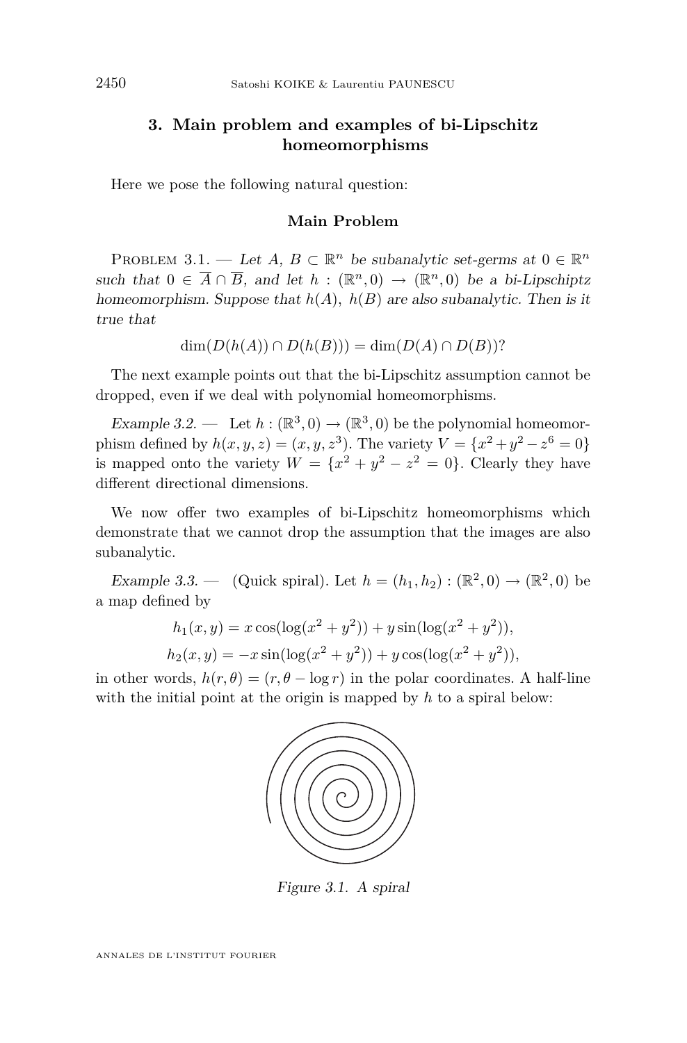## 3. Main problem and examples of bi-Lipschitz homeomorphisms

Here we pose the following natural question:

### Main Problem

Problem 3.1. — *Let $A$, $B \subset \mathbb{R}^n$ be subanalytic set-germs at $0 \in \mathbb{R}^n$ such that $0 \in \overline{A} \cap \overline{B}$, and let $h : (\mathbb{R}^n, 0) \to (\mathbb{R}^n, 0)$ be a bi-Lipschiptz homeomorphism. Suppose that $h(A)$, $h(B)$ are also subanalytic. Then is it true that*

$$\dim(D(h(A)) \cap D(h(B))) = \dim(D(A) \cap D(B))?$$

The next example points out that the bi-Lipschitz assumption cannot be dropped, even if we deal with polynomial homeomorphisms.

*Example 3.2.* — Let $h : (\mathbb{R}^3, 0) \to (\mathbb{R}^3, 0)$ be the polynomial homeomorphism defined by $h(x, y, z) = (x, y, z^3)$. The variety $V = \{x^2 + y^2 - z^6 = 0\}$ is mapped onto the variety $W = \{x^2 + y^2 - z^2 = 0\}$. Clearly they have different directional dimensions.

We now offer two examples of bi-Lipschitz homeomorphisms which demonstrate that we cannot drop the assumption that the images are also subanalytic.

*Example 3.3.* — (Quick spiral). Let $h = (h_1, h_2) : (\mathbb{R}^2, 0) \to (\mathbb{R}^2, 0)$ be a map defined by

$$h_1(x, y) = x \cos(\log(x^2 + y^2)) + y \sin(\log(x^2 + y^2)),$$
$$h_2(x, y) = -x \sin(\log(x^2 + y^2)) + y \cos(\log(x^2 + y^2)),$$

in other words, $h(r, \theta) = (r, \theta - \log r)$ in the polar coordinates. A half-line with the initial point at the origin is mapped by $h$ to a spiral below:

*Figure 3.1. A spiral*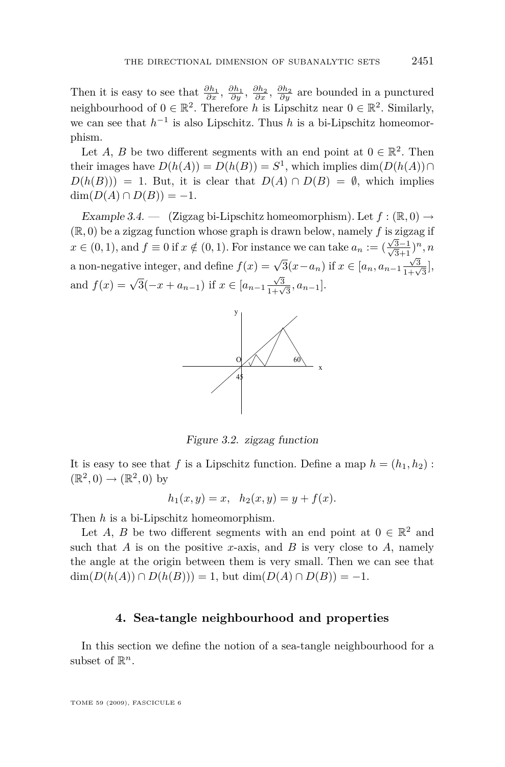Then it is easy to see that $\frac{\partial h_1}{\partial x}$, $\frac{\partial h_1}{\partial y}$, $\frac{\partial h_2}{\partial x}$, $\frac{\partial h_2}{\partial y}$ are bounded in a punctured neighbourhood of $0 \in \mathbb{R}^2$. Therefore $h$ is Lipschitz near $0 \in \mathbb{R}^2$. Similarly, we can see that $h^{-1}$ is also Lipschitz. Thus $h$ is a bi-Lipschitz homeomorphism.

Let $A$, $B$ be two different segments with an end point at $0 \in \mathbb{R}^2$. Then their images have $D(h(A)) = D(h(B)) = S^1$, which implies $\dim(D(h(A)) \cap D(h(B))) = 1$. But, it is clear that $D(A) \cap D(B) = \emptyset$, which implies $\dim(D(A) \cap D(B)) = -1$.

*Example 3.4.* — (Zigzag bi-Lipschitz homeomorphism). Let $f : (\mathbb{R}, 0) \to (\mathbb{R}, 0)$ be a zigzag function whose graph is drawn below, namely $f$ is zigzag if $x \in (0,1)$, and $f \equiv 0$ if $x \notin (0,1)$. For instance we can take $a_n := (\frac{\sqrt{3}-1}{\sqrt{3}+1})^n, n$ a non-negative integer, and define $f(x) = \sqrt{3}(x - a_n)$ if $x \in [a_n, a_{n-1}\frac{\sqrt{3}}{1+\sqrt{3}}]$, and $f(x) = \sqrt{3}(-x + a_{n-1})$ if $x \in [a_{n-1}\frac{\sqrt{3}}{1+\sqrt{3}}, a_{n-1}]$.

*Figure 3.2. zigzag function*

It is easy to see that $f$ is a Lipschitz function. Define a map $h = (h_1, h_2) : (\mathbb{R}^2, 0) \to (\mathbb{R}^2, 0)$ by

$$h_1(x,y) = x, \quad h_2(x,y) = y + f(x).$$

Then $h$ is a bi-Lipschitz homeomorphism.

Let $A$, $B$ be two different segments with an end point at $0 \in \mathbb{R}^2$ and such that $A$ is on the positive $x$-axis, and $B$ is very close to $A$, namely the angle at the origin between them is very small. Then we can see that $\dim(D(h(A)) \cap D(h(B))) = 1$, but $\dim(D(A) \cap D(B)) = -1$.

## 4. Sea-tangle neighbourhood and properties

In this section we define the notion of a sea-tangle neighbourhood for a subset of $\mathbb{R}^n$.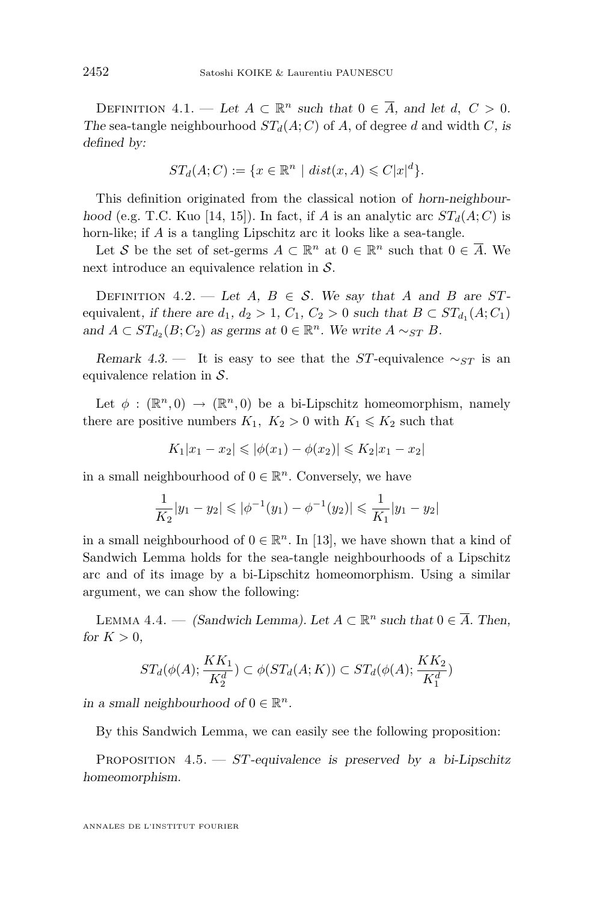Definition 4.1. — *Let $A \subset \mathbb{R}^n$ such that $0 \in \overline{A}$, and let $d,\ C > 0$. The* sea-tangle neighbourhood $ST_d(A;C)$ of $A$, of degree $d$ and width $C$, *is defined by:*

$$ST_d(A;C) := \{x \in \mathbb{R}^n \mid dist(x,A) \leqslant C|x|^d\}.$$

This definition originated from the classical notion of *horn-neighbourhood* (e.g. T.C. Kuo [14, 15]). In fact, if $A$ is an analytic arc $ST_d(A;C)$ is horn-like; if $A$ is a tangling Lipschitz arc it looks like a sea-tangle.

Let $\mathcal{S}$ be the set of set-germs $A \subset \mathbb{R}^n$ at $0 \in \mathbb{R}^n$ such that $0 \in \overline{A}$. We next introduce an equivalence relation in $\mathcal{S}$.

Definition 4.2. — *Let $A,\ B \in \mathcal{S}$. We say that $A$ and $B$ are ST-*equivalent, *if there are $d_1,\ d_2 > 1$, $C_1,\ C_2 > 0$ such that $B \subset ST_{d_1}(A;C_1)$ and $A \subset ST_{d_2}(B;C_2)$ as germs at $0 \in \mathbb{R}^n$. We write $A \sim_{ST} B$.*

*Remark 4.3.* — It is easy to see that the $ST$-equivalence $\sim_{ST}$ is an equivalence relation in $\mathcal{S}$.

Let $\phi : (\mathbb{R}^n, 0) \to (\mathbb{R}^n, 0)$ be a bi-Lipschitz homeomorphism, namely there are positive numbers $K_1,\ K_2 > 0$ with $K_1 \leqslant K_2$ such that

$$K_1|x_1 - x_2| \leqslant |\phi(x_1) - \phi(x_2)| \leqslant K_2|x_1 - x_2|$$

in a small neighbourhood of $0 \in \mathbb{R}^n$. Conversely, we have

$$\frac{1}{K_2}|y_1 - y_2| \leqslant |\phi^{-1}(y_1) - \phi^{-1}(y_2)| \leqslant \frac{1}{K_1}|y_1 - y_2|$$

in a small neighbourhood of $0 \in \mathbb{R}^n$. In [13], we have shown that a kind of Sandwich Lemma holds for the sea-tangle neighbourhoods of a Lipschitz arc and of its image by a bi-Lipschitz homeomorphism. Using a similar argument, we can show the following:

Lemma 4.4. — *(Sandwich Lemma). Let $A \subset \mathbb{R}^n$ such that $0 \in \overline{A}$. Then, for $K > 0$,*

$$ST_d(\phi(A); \frac{KK_1}{K_2^d}) \subset \phi(ST_d(A;K)) \subset ST_d(\phi(A); \frac{KK_2}{K_1^d})$$

*in a small neighbourhood of $0 \in \mathbb{R}^n$.*

By this Sandwich Lemma, we can easily see the following proposition:

Proposition 4.5. — *ST-equivalence is preserved by a bi-Lipschitz homeomorphism.*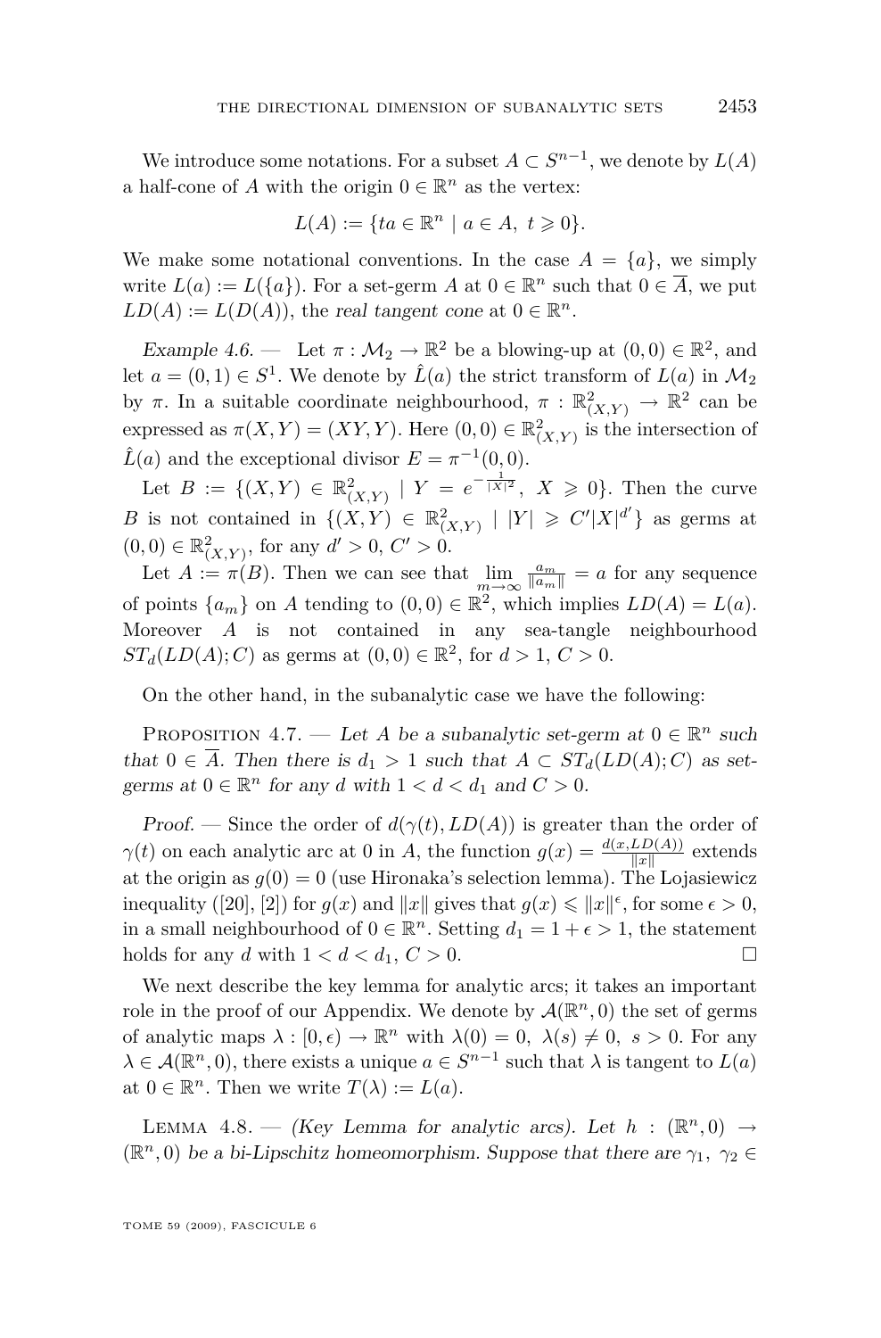We introduce some notations. For a subset $A \subset S^{n-1}$, we denote by $L(A)$ a half-cone of $A$ with the origin $0 \in \mathbb{R}^n$ as the vertex:

$$L(A) := \{ta \in \mathbb{R}^n \mid a \in A,\ t \geqslant 0\}.$$

We make some notational conventions. In the case $A = \{a\}$, we simply write $L(a) := L(\{a\})$. For a set-germ $A$ at $0 \in \mathbb{R}^n$ such that $0 \in \overline{A}$, we put $LD(A) := L(D(A))$, the *real tangent cone* at $0 \in \mathbb{R}^n$.

*Example 4.6.* — Let $\pi : \mathcal{M}_2 \to \mathbb{R}^2$ be a blowing-up at $(0,0) \in \mathbb{R}^2$, and let $a = (0,1) \in S^1$. We denote by $\hat{L}(a)$ the strict transform of $L(a)$ in $\mathcal{M}_2$ by $\pi$. In a suitable coordinate neighbourhood, $\pi : \mathbb{R}^2_{(X,Y)} \to \mathbb{R}^2$ can be expressed as $\pi(X,Y) = (XY, Y)$. Here $(0,0) \in \mathbb{R}^2_{(X,Y)}$ is the intersection of $\hat{L}(a)$ and the exceptional divisor $E = \pi^{-1}(0,0)$.

Let $B := \{(X,Y) \in \mathbb{R}^2_{(X,Y)} \mid Y = e^{-\frac{1}{|X|^2}},\ X \geqslant 0\}$. Then the curve $B$ is not contained in $\{(X,Y) \in \mathbb{R}^2_{(X,Y)} \mid |Y| \geqslant C'|X|^{d'}\}$ as germs at $(0,0) \in \mathbb{R}^2_{(X,Y)}$, for any $d' > 0$, $C' > 0$.

Let $A := \pi(B)$. Then we can see that $\lim_{m \to \infty} \frac{a_m}{\|a_m\|} = a$ for any sequence of points $\{a_m\}$ on $A$ tending to $(0,0) \in \mathbb{R}^2$, which implies $LD(A) = L(a)$. Moreover $A$ is not contained in any sea-tangle neighbourhood $ST_d(LD(A); C)$ as germs at $(0,0) \in \mathbb{R}^2$, for $d > 1$, $C > 0$.

On the other hand, in the subanalytic case we have the following:

Proposition 4.7. — *Let $A$ be a subanalytic set-germ at $0 \in \mathbb{R}^n$ such that $0 \in \overline{A}$. Then there is $d_1 > 1$ such that $A \subset ST_d(LD(A); C)$ as set-germs at $0 \in \mathbb{R}^n$ for any $d$ with $1 < d < d_1$ and $C > 0$.*

*Proof.* — Since the order of $d(\gamma(t), LD(A))$ is greater than the order of $\gamma(t)$ on each analytic arc at 0 in $A$, the function $g(x) = \frac{d(x, LD(A))}{\|x\|}$ extends at the origin as $g(0) = 0$ (use Hironaka's selection lemma). The Lojasiewicz inequality ([20], [2]) for $g(x)$ and $\|x\|$ gives that $g(x) \leqslant \|x\|^{\epsilon}$, for some $\epsilon > 0$, in a small neighbourhood of $0 \in \mathbb{R}^n$. Setting $d_1 = 1 + \epsilon > 1$, the statement holds for any $d$ with $1 < d < d_1$, $C > 0$. $\square$

We next describe the key lemma for analytic arcs; it takes an important role in the proof of our Appendix. We denote by $\mathcal{A}(\mathbb{R}^n, 0)$ the set of germs of analytic maps $\lambda : [0, \epsilon) \to \mathbb{R}^n$ with $\lambda(0) = 0$, $\lambda(s) \neq 0$, $s > 0$. For any $\lambda \in \mathcal{A}(\mathbb{R}^n, 0)$, there exists a unique $a \in S^{n-1}$ such that $\lambda$ is tangent to $L(a)$ at $0 \in \mathbb{R}^n$. Then we write $T(\lambda) := L(a)$.

Lemma 4.8. — *(Key Lemma for analytic arcs). Let $h : (\mathbb{R}^n, 0) \to (\mathbb{R}^n, 0)$ be a bi-Lipschitz homeomorphism. Suppose that there are $\gamma_1,\ \gamma_2 \in$*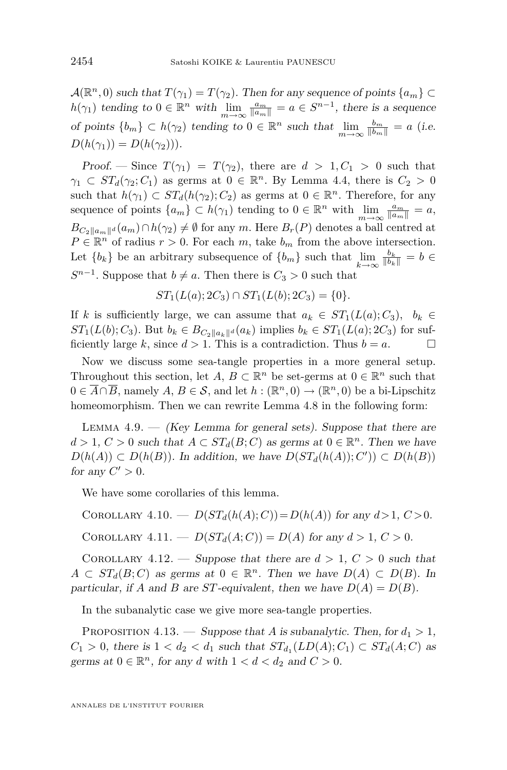$\mathcal{A}(\mathbb{R}^n, 0)$ *such that* $T(\gamma_1) = T(\gamma_2)$*. Then for any sequence of points* $\{a_m\} \subset h(\gamma_1)$ *tending to* $0 \in \mathbb{R}^n$ *with* $\lim_{m\to\infty} \frac{a_m}{\|a_m\|} = a \in S^{n-1}$*, there is a sequence of points* $\{b_m\} \subset h(\gamma_2)$ *tending to* $0 \in \mathbb{R}^n$ *such that* $\lim_{m\to\infty} \frac{b_m}{\|b_m\|} = a$ *(i.e.* $D(h(\gamma_1)) = D(h(\gamma_2))$*).*

*Proof.* — Since $T(\gamma_1) = T(\gamma_2)$, there are $d > 1, C_1 > 0$ such that $\gamma_1 \subset ST_d(\gamma_2; C_1)$ as germs at $0 \in \mathbb{R}^n$. By Lemma 4.4, there is $C_2 > 0$ such that $h(\gamma_1) \subset ST_d(h(\gamma_2); C_2)$ as germs at $0 \in \mathbb{R}^n$. Therefore, for any sequence of points $\{a_m\} \subset h(\gamma_1)$ tending to $0 \in \mathbb{R}^n$ with $\lim_{m\to\infty} \frac{a_m}{\|a_m\|} = a$, $B_{C_2\|a_m\|^d}(a_m) \cap h(\gamma_2) \neq \emptyset$ for any $m$. Here $B_r(P)$ denotes a ball centred at $P \in \mathbb{R}^n$ of radius $r > 0$. For each $m$, take $b_m$ from the above intersection. Let $\{b_k\}$ be an arbitrary subsequence of $\{b_m\}$ such that $\lim_{k\to\infty} \frac{b_k}{\|b_k\|} = b \in S^{n-1}$. Suppose that $b \neq a$. Then there is $C_3 > 0$ such that

$$ST_1(L(a); 2C_3) \cap ST_1(L(b); 2C_3) = \{0\}.$$

If $k$ is sufficiently large, we can assume that $a_k \in ST_1(L(a); C_3)$, $b_k \in ST_1(L(b); C_3)$. But $b_k \in B_{C_2\|a_k\|^d}(a_k)$ implies $b_k \in ST_1(L(a); 2C_3)$ for sufficiently large $k$, since $d > 1$. This is a contradiction. Thus $b = a$. □

Now we discuss some sea-tangle properties in a more general setup. Throughout this section, let $A$, $B \subset \mathbb{R}^n$ be set-germs at $0 \in \mathbb{R}^n$ such that $0 \in \overline{A} \cap \overline{B}$, namely $A, B \in \mathcal{S}$, and let $h : (\mathbb{R}^n, 0) \to (\mathbb{R}^n, 0)$ be a bi-Lipschitz homeomorphism. Then we can rewrite Lemma 4.8 in the following form:

Lemma 4.9. — *(Key Lemma for general sets). Suppose that there are* $d > 1$*,* $C > 0$ *such that* $A \subset ST_d(B; C)$ *as germs at* $0 \in \mathbb{R}^n$*. Then we have* $D(h(A)) \subset D(h(B))$*. In addition, we have* $D(ST_d(h(A)); C')) \subset D(h(B))$ *for any* $C' > 0$*.*

We have some corollaries of this lemma.

Corollary 4.10. — $D(ST_d(h(A); C)) = D(h(A))$ *for any* $d > 1$*,* $C > 0$*.*

Corollary 4.11. — $D(ST_d(A; C)) = D(A)$ *for any* $d > 1$*,* $C > 0$*.*

Corollary 4.12. — *Suppose that there are* $d > 1$*,* $C > 0$ *such that* $A \subset ST_d(B; C)$ *as germs at* $0 \in \mathbb{R}^n$*. Then we have* $D(A) \subset D(B)$*. In particular, if* $A$ *and* $B$ *are* $ST$*-equivalent, then we have* $D(A) = D(B)$*.*

In the subanalytic case we give more sea-tangle properties.

Proposition 4.13. — *Suppose that* $A$ *is subanalytic. Then, for* $d_1 > 1$*,* $C_1 > 0$*, there is* $1 < d_2 < d_1$ *such that* $ST_{d_1}(LD(A); C_1) \subset ST_d(A; C)$ *as germs at* $0 \in \mathbb{R}^n$*, for any* $d$ *with* $1 < d < d_2$ *and* $C > 0$*.*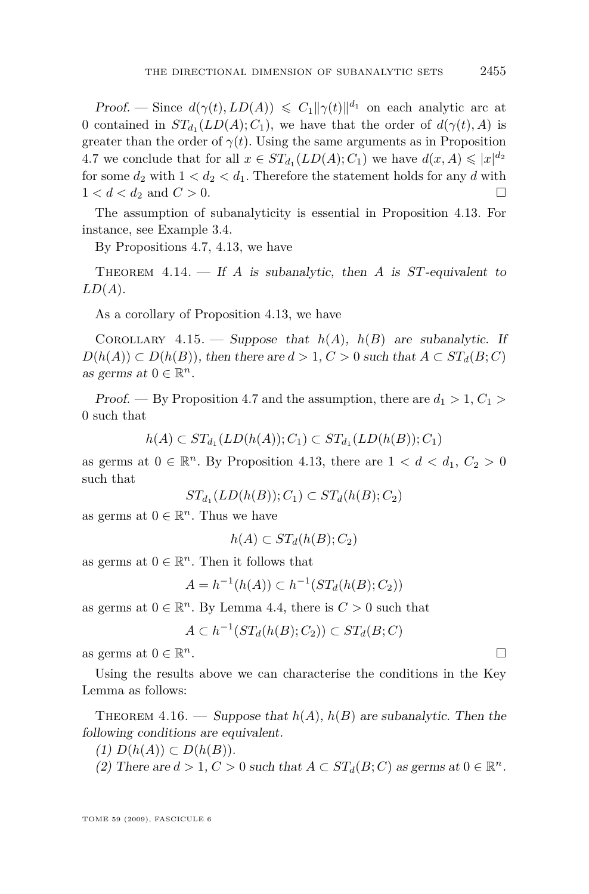*Proof.* — Since $d(\gamma(t), LD(A)) \leqslant C_1 \|\gamma(t)\|^{d_1}$ on each analytic arc at 0 contained in $ST_{d_1}(LD(A); C_1)$, we have that the order of $d(\gamma(t), A)$ is greater than the order of $\gamma(t)$. Using the same arguments as in Proposition 4.7 we conclude that for all $x \in ST_{d_1}(LD(A); C_1)$ we have $d(x, A) \leqslant |x|^{d_2}$ for some $d_2$ with $1 < d_2 < d_1$. Therefore the statement holds for any $d$ with $1 < d < d_2$ and $C > 0$. □

The assumption of subanalyticity is essential in Proposition 4.13. For instance, see Example 3.4.

By Propositions 4.7, 4.13, we have

Theorem 4.14. — *If $A$ is subanalytic, then $A$ is ST-equivalent to $LD(A)$.*

As a corollary of Proposition 4.13, we have

Corollary 4.15. — *Suppose that $h(A)$, $h(B)$ are subanalytic. If $D(h(A)) \subset D(h(B))$, then there are $d > 1$, $C > 0$ such that $A \subset ST_d(B; C)$ as germs at $0 \in \mathbb{R}^n$.*

*Proof.* — By Proposition 4.7 and the assumption, there are $d_1 > 1$, $C_1 > 0$ such that

$$h(A) \subset ST_{d_1}(LD(h(A)); C_1) \subset ST_{d_1}(LD(h(B)); C_1)$$

as germs at $0 \in \mathbb{R}^n$. By Proposition 4.13, there are $1 < d < d_1$, $C_2 > 0$ such that

$$ST_{d_1}(LD(h(B)); C_1) \subset ST_d(h(B); C_2)$$

as germs at $0 \in \mathbb{R}^n$. Thus we have

$$h(A) \subset ST_d(h(B); C_2)$$

as germs at $0 \in \mathbb{R}^n$. Then it follows that

$$A = h^{-1}(h(A)) \subset h^{-1}(ST_d(h(B); C_2))$$

as germs at $0 \in \mathbb{R}^n$. By Lemma 4.4, there is $C > 0$ such that

$$A \subset h^{-1}(ST_d(h(B); C_2)) \subset ST_d(B; C)$$

as germs at $0 \in \mathbb{R}^n$. □

Using the results above we can characterise the conditions in the Key Lemma as follows:

Theorem 4.16. — *Suppose that $h(A)$, $h(B)$ are subanalytic. Then the following conditions are equivalent.*

*(1) $D(h(A)) \subset D(h(B))$.*

*(2) There are $d > 1$, $C > 0$ such that $A \subset ST_d(B; C)$ as germs at $0 \in \mathbb{R}^n$.*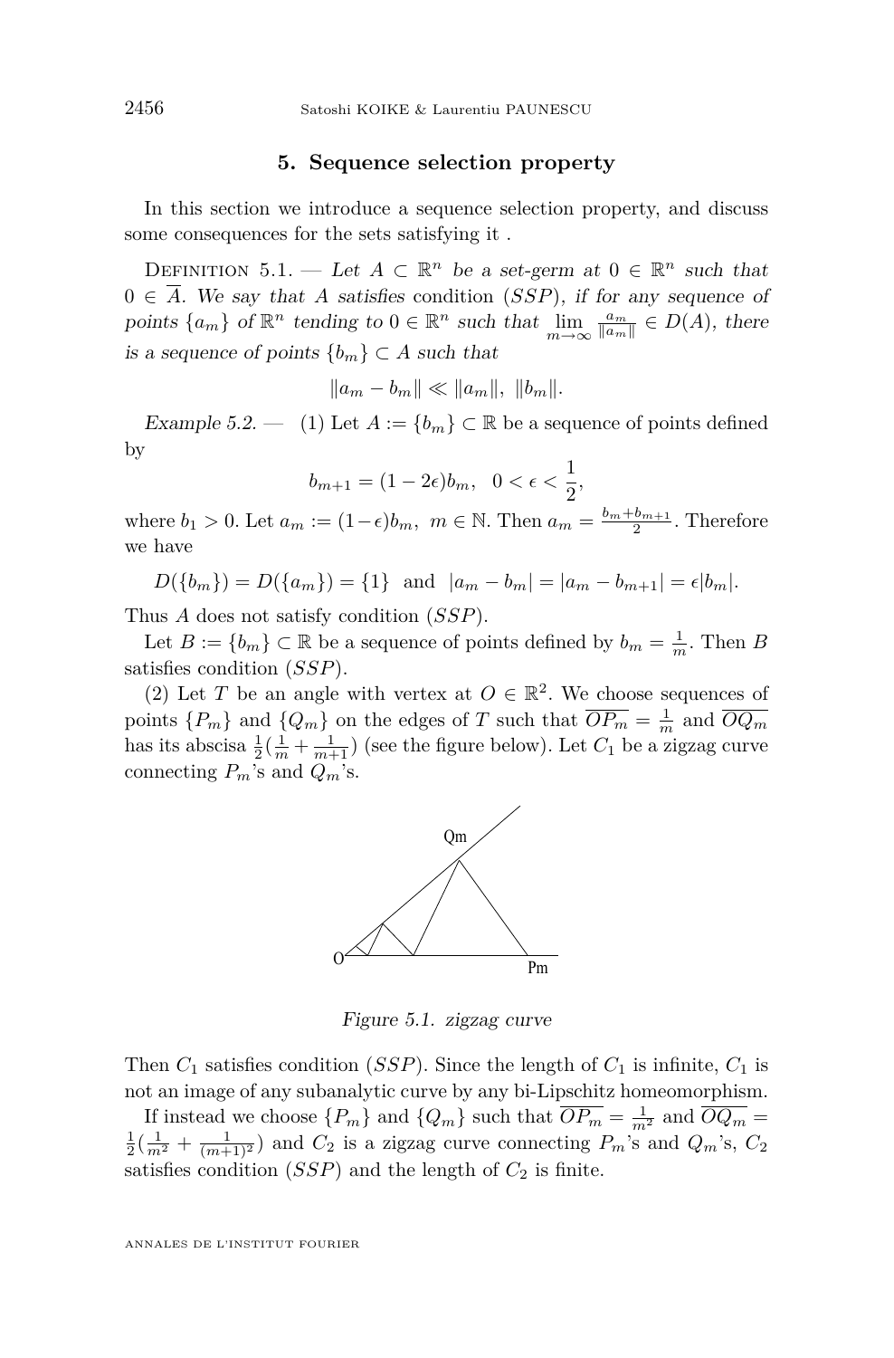## 5. Sequence selection property

In this section we introduce a sequence selection property, and discuss some consequences for the sets satisfying it .

Definition 5.1. — *Let $A \subset \mathbb{R}^n$ be a set-germ at $0 \in \mathbb{R}^n$ such that $0 \in \overline{A}$. We say that $A$ satisfies* condition $(SSP)$, *if for any sequence of points $\{a_m\}$ of $\mathbb{R}^n$ tending to $0 \in \mathbb{R}^n$ such that $\lim_{m\to\infty} \frac{a_m}{\|a_m\|} \in D(A)$, there is a sequence of points $\{b_m\} \subset A$ such that*

$$\|a_m - b_m\| \ll \|a_m\|,\ \|b_m\|.$$

*Example 5.2.* — (1) Let $A := \{b_m\} \subset \mathbb{R}$ be a sequence of points defined by

$$b_{m+1} = (1-2\epsilon)b_m, \quad 0 < \epsilon < \frac{1}{2},$$

where $b_1 > 0$. Let $a_m := (1-\epsilon)b_m,\ m \in \mathbb{N}$. Then $a_m = \frac{b_m + b_{m+1}}{2}$. Therefore we have

$$D(\{b_m\}) = D(\{a_m\}) = \{1\} \ \text{ and } \ |a_m - b_m| = |a_m - b_{m+1}| = \epsilon|b_m|.$$

Thus $A$ does not satisfy condition $(SSP)$.

Let $B := \{b_m\} \subset \mathbb{R}$ be a sequence of points defined by $b_m = \frac{1}{m}$. Then $B$ satisfies condition $(SSP)$.

(2) Let $T$ be an angle with vertex at $O \in \mathbb{R}^2$. We choose sequences of points $\{P_m\}$ and $\{Q_m\}$ on the edges of $T$ such that $\overline{OP_m} = \frac{1}{m}$ and $\overline{OQ_m}$ has its abscisa $\frac{1}{2}(\frac{1}{m} + \frac{1}{m+1})$ (see the figure below). Let $C_1$ be a zigzag curve connecting $P_m$'s and $Q_m$'s.

*Figure 5.1. zigzag curve*

Then $C_1$ satisfies condition $(SSP)$. Since the length of $C_1$ is infinite, $C_1$ is not an image of any subanalytic curve by any bi-Lipschitz homeomorphism.

If instead we choose $\{P_m\}$ and $\{Q_m\}$ such that $\overline{OP_m} = \frac{1}{m^2}$ and $\overline{OQ_m} = \frac{1}{2}(\frac{1}{m^2} + \frac{1}{(m+1)^2})$ and $C_2$ is a zigzag curve connecting $P_m$'s and $Q_m$'s, $C_2$ satisfies condition $(SSP)$ and the length of $C_2$ is finite.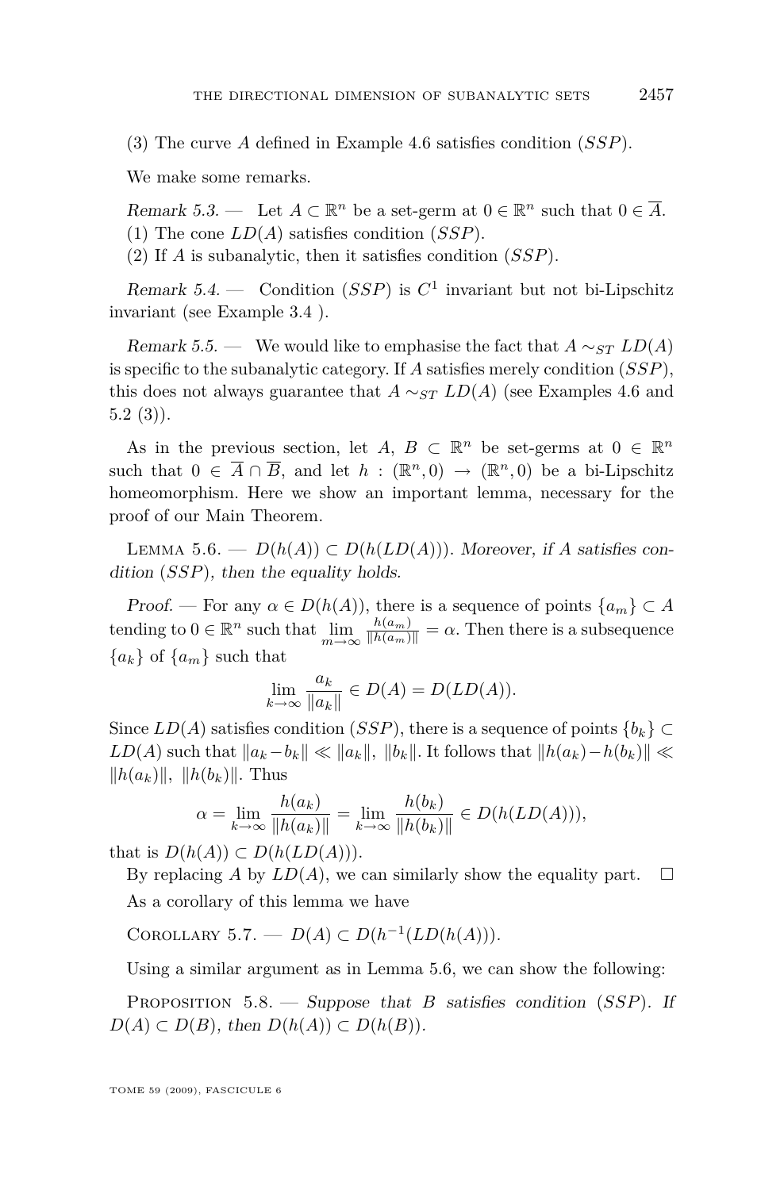(3) The curve $A$ defined in Example 4.6 satisfies condition $(SSP)$.

We make some remarks.

*Remark 5.3.* — Let $A \subset \mathbb{R}^n$ be a set-germ at $0 \in \mathbb{R}^n$ such that $0 \in \overline{A}$.

(1) The cone $LD(A)$ satisfies condition $(SSP)$.

(2) If $A$ is subanalytic, then it satisfies condition $(SSP)$.

*Remark 5.4.* — Condition $(SSP)$ is $C^1$ invariant but not bi-Lipschitz invariant (see Example 3.4 ).

*Remark 5.5.* — We would like to emphasise the fact that $A \sim_{ST} LD(A)$ is specific to the subanalytic category. If $A$ satisfies merely condition $(SSP)$, this does not always guarantee that $A \sim_{ST} LD(A)$ (see Examples 4.6 and 5.2 (3)).

As in the previous section, let $A,\ B \subset \mathbb{R}^n$ be set-germs at $0 \in \mathbb{R}^n$ such that $0 \in \overline{A} \cap \overline{B}$, and let $h : (\mathbb{R}^n, 0) \to (\mathbb{R}^n, 0)$ be a bi-Lipschitz homeomorphism. Here we show an important lemma, necessary for the proof of our Main Theorem.

Lemma 5.6. — *$D(h(A)) \subset D(h(LD(A)))$. Moreover, if $A$ satisfies condition $(SSP)$, then the equality holds.*

*Proof.* — For any $\alpha \in D(h(A))$, there is a sequence of points $\{a_m\} \subset A$ tending to $0 \in \mathbb{R}^n$ such that $\lim_{m\to\infty} \frac{h(a_m)}{\|h(a_m)\|} = \alpha$. Then there is a subsequence $\{a_k\}$ of $\{a_m\}$ such that

$$\lim_{k\to\infty} \frac{a_k}{\|a_k\|} \in D(A) = D(LD(A)).$$

Since $LD(A)$ satisfies condition $(SSP)$, there is a sequence of points $\{b_k\} \subset LD(A)$ such that $\|a_k - b_k\| \ll \|a_k\|,\ \|b_k\|$. It follows that $\|h(a_k) - h(b_k)\| \ll \|h(a_k)\|,\ \|h(b_k)\|$. Thus

$$\alpha = \lim_{k\to\infty} \frac{h(a_k)}{\|h(a_k)\|} = \lim_{k\to\infty} \frac{h(b_k)}{\|h(b_k)\|} \in D(h(LD(A))),$$

that is $D(h(A)) \subset D(h(LD(A)))$.

By replacing $A$ by $LD(A)$, we can similarly show the equality part. $\square$

As a corollary of this lemma we have

Corollary 5.7. — *$D(A) \subset D(h^{-1}(LD(h(A))))$.*

Using a similar argument as in Lemma 5.6, we can show the following:

Proposition 5.8. — *Suppose that $B$ satisfies condition $(SSP)$. If $D(A) \subset D(B)$, then $D(h(A)) \subset D(h(B))$.*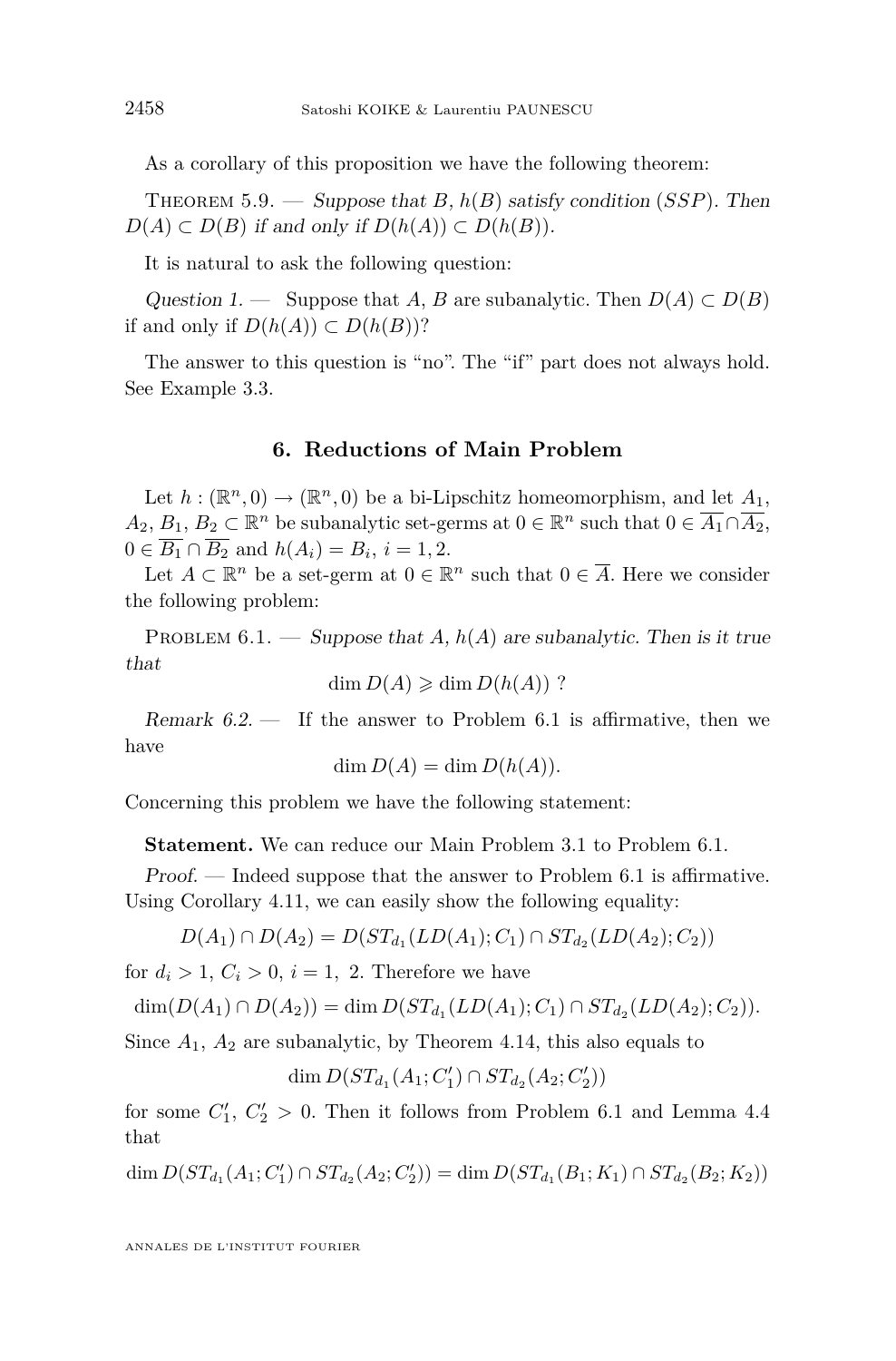As a corollary of this proposition we have the following theorem:

Theorem 5.9. — *Suppose that $B$, $h(B)$ satisfy condition $(SSP)$. Then $D(A) \subset D(B)$ if and only if $D(h(A)) \subset D(h(B))$.*

It is natural to ask the following question:

*Question 1.* — Suppose that $A$, $B$ are subanalytic. Then $D(A) \subset D(B)$ if and only if $D(h(A)) \subset D(h(B))$?

The answer to this question is "no". The "if" part does not always hold. See Example 3.3.

## 6. Reductions of Main Problem

Let $h : (\mathbb{R}^n, 0) \to (\mathbb{R}^n, 0)$ be a bi-Lipschitz homeomorphism, and let $A_1$, $A_2$, $B_1$, $B_2 \subset \mathbb{R}^n$ be subanalytic set-germs at $0 \in \mathbb{R}^n$ such that $0 \in \overline{A_1} \cap \overline{A_2}$, $0 \in \overline{B_1} \cap \overline{B_2}$ and $h(A_i) = B_i$, $i = 1, 2$.

Let $A \subset \mathbb{R}^n$ be a set-germ at $0 \in \mathbb{R}^n$ such that $0 \in \overline{A}$. Here we consider the following problem:

Problem 6.1. — *Suppose that $A$, $h(A)$ are subanalytic. Then is it true that*

$$\dim D(A) \geqslant \dim D(h(A)) \ ?$$

*Remark 6.2.* — If the answer to Problem 6.1 is affirmative, then we have

$$\dim D(A) = \dim D(h(A)).$$

Concerning this problem we have the following statement:

**Statement.** We can reduce our Main Problem 3.1 to Problem 6.1.

*Proof.* — Indeed suppose that the answer to Problem 6.1 is affirmative. Using Corollary 4.11, we can easily show the following equality:

$$D(A_1) \cap D(A_2) = D(ST_{d_1}(LD(A_1); C_1) \cap ST_{d_2}(LD(A_2); C_2))$$

for $d_i > 1$, $C_i > 0$, $i = 1,\ 2$. Therefore we have

$$\dim(D(A_1) \cap D(A_2)) = \dim D(ST_{d_1}(LD(A_1); C_1) \cap ST_{d_2}(LD(A_2); C_2)).$$

Since $A_1$, $A_2$ are subanalytic, by Theorem 4.14, this also equals to

$$\dim D(ST_{d_1}(A_1; C_1') \cap ST_{d_2}(A_2; C_2'))$$

for some $C_1'$, $C_2' > 0$. Then it follows from Problem 6.1 and Lemma 4.4 that

$$\dim D(ST_{d_1}(A_1; C_1') \cap ST_{d_2}(A_2; C_2')) = \dim D(ST_{d_1}(B_1; K_1) \cap ST_{d_2}(B_2; K_2))$$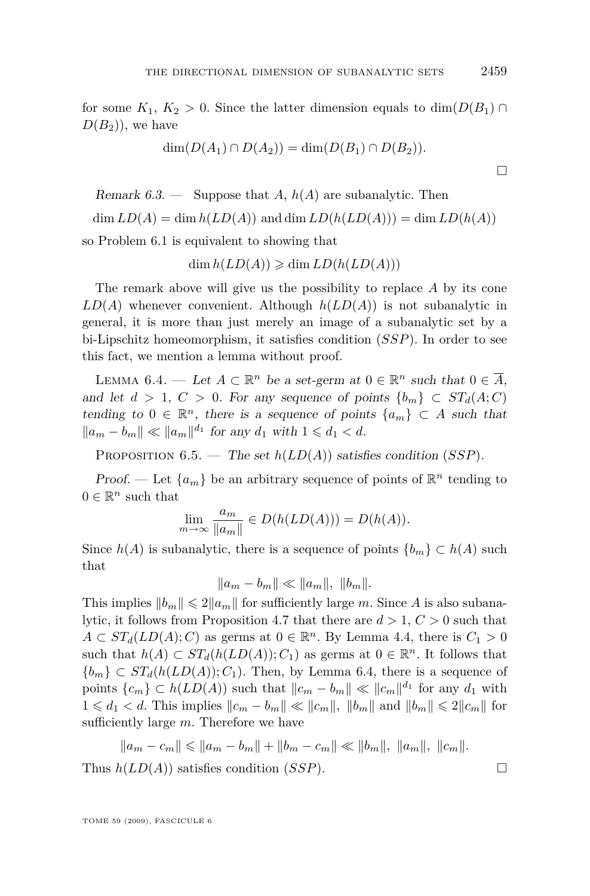for some $K_1$, $K_2 > 0$. Since the latter dimension equals to $\dim(D(B_1) \cap D(B_2))$, we have

$$\dim(D(A_1) \cap D(A_2)) = \dim(D(B_1) \cap D(B_2)).$$

$\square$

*Remark 6.3.* — Suppose that $A$, $h(A)$ are subanalytic. Then

$$\dim LD(A) = \dim h(LD(A)) \text{ and } \dim LD(h(LD(A))) = \dim LD(h(A))$$

so Problem 6.1 is equivalent to showing that

$$\dim h(LD(A)) \geqslant \dim LD(h(LD(A)))$$

The remark above will give us the possibility to replace $A$ by its cone $LD(A)$ whenever convenient. Although $h(LD(A))$ is not subanalytic in general, it is more than just merely an image of a subanalytic set by a bi-Lipschitz homeomorphism, it satisfies condition $(SSP)$. In order to see this fact, we mention a lemma without proof.

LEMMA 6.4. — *Let $A \subset \mathbb{R}^n$ be a set-germ at $0 \in \mathbb{R}^n$ such that $0 \in \overline{A}$, and let $d > 1$, $C > 0$. For any sequence of points $\{b_m\} \subset ST_d(A;C)$ tending to $0 \in \mathbb{R}^n$, there is a sequence of points $\{a_m\} \subset A$ such that $\|a_m - b_m\| \ll \|a_m\|^{d_1}$ for any $d_1$ with $1 \leqslant d_1 < d$.*

PROPOSITION 6.5. — *The set $h(LD(A))$ satisfies condition $(SSP)$.*

*Proof.* — Let $\{a_m\}$ be an arbitrary sequence of points of $\mathbb{R}^n$ tending to $0 \in \mathbb{R}^n$ such that

$$\lim_{m\to\infty} \frac{a_m}{\|a_m\|} \in D(h(LD(A))) = D(h(A)).$$

Since $h(A)$ is subanalytic, there is a sequence of points $\{b_m\} \subset h(A)$ such that

$$\|a_m - b_m\| \ll \|a_m\|,\ \|b_m\|.$$

This implies $\|b_m\| \leqslant 2\|a_m\|$ for sufficiently large $m$. Since $A$ is also subanalytic, it follows from Proposition 4.7 that there are $d > 1$, $C > 0$ such that $A \subset ST_d(LD(A);C)$ as germs at $0 \in \mathbb{R}^n$. By Lemma 4.4, there is $C_1 > 0$ such that $h(A) \subset ST_d(h(LD(A));C_1)$ as germs at $0 \in \mathbb{R}^n$. It follows that $\{b_m\} \subset ST_d(h(LD(A));C_1)$. Then, by Lemma 6.4, there is a sequence of points $\{c_m\} \subset h(LD(A))$ such that $\|c_m - b_m\| \ll \|c_m\|^{d_1}$ for any $d_1$ with $1 \leqslant d_1 < d$. This implies $\|c_m - b_m\| \ll \|c_m\|$, $\|b_m\|$ and $\|b_m\| \leqslant 2\|c_m\|$ for sufficiently large $m$. Therefore we have

$$\|a_m - c_m\| \leqslant \|a_m - b_m\| + \|b_m - c_m\| \ll \|b_m\|,\ \|a_m\|,\ \|c_m\|.$$

Thus $h(LD(A))$ satisfies condition $(SSP)$. $\square$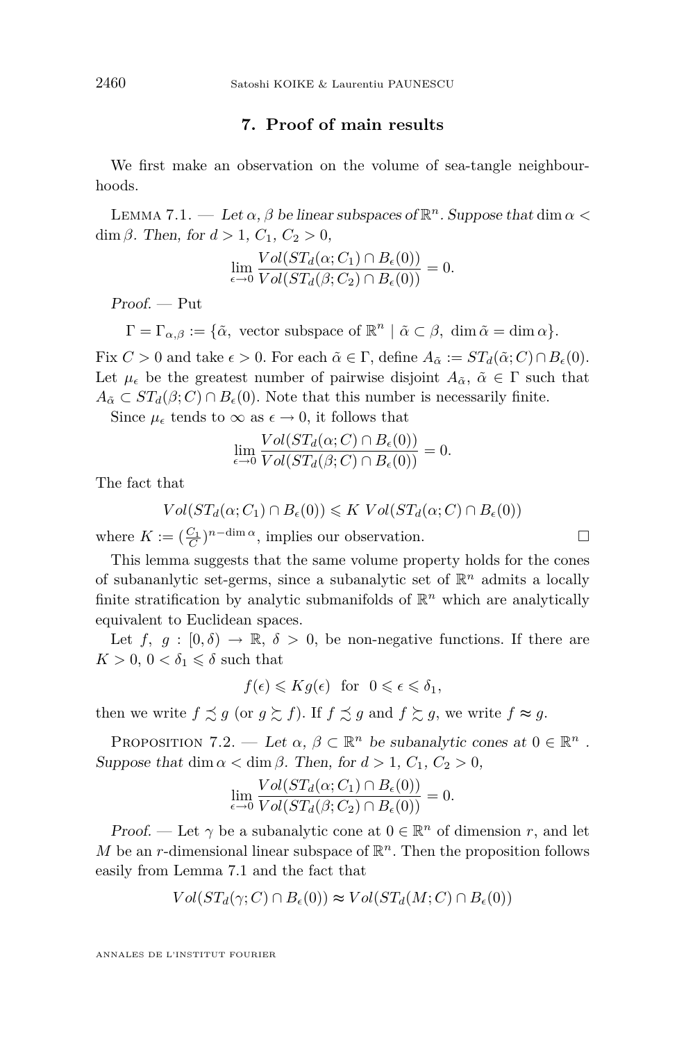## 7. Proof of main results

We first make an observation on the volume of sea-tangle neighbourhoods.

Lemma 7.1. — *Let $\alpha, \beta$ be linear subspaces of $\mathbb{R}^n$. Suppose that $\dim \alpha < \dim \beta$. Then, for $d > 1$, $C_1$, $C_2 > 0$,*

$$\lim_{\epsilon \to 0} \frac{Vol(ST_d(\alpha; C_1) \cap B_\epsilon(0))}{Vol(ST_d(\beta; C_2) \cap B_\epsilon(0))} = 0.$$

*Proof.* — Put

$$\Gamma = \Gamma_{\alpha,\beta} := \{\tilde{\alpha}, \text{ vector subspace of } \mathbb{R}^n \mid \tilde{\alpha} \subset \beta, \ \dim \tilde{\alpha} = \dim \alpha\}.$$

Fix $C > 0$ and take $\epsilon > 0$. For each $\tilde{\alpha} \in \Gamma$, define $A_{\tilde{\alpha}} := ST_d(\tilde{\alpha}; C) \cap B_\epsilon(0)$. Let $\mu_\epsilon$ be the greatest number of pairwise disjoint $A_{\tilde{\alpha}}$, $\tilde{\alpha} \in \Gamma$ such that $A_{\tilde{\alpha}} \subset ST_d(\beta; C) \cap B_\epsilon(0)$. Note that this number is necessarily finite.

Since $\mu_\epsilon$ tends to $\infty$ as $\epsilon \to 0$, it follows that

$$\lim_{\epsilon \to 0} \frac{Vol(ST_d(\alpha; C) \cap B_\epsilon(0))}{Vol(ST_d(\beta; C) \cap B_\epsilon(0))} = 0.$$

The fact that

$$Vol(ST_d(\alpha; C_1) \cap B_\epsilon(0)) \leqslant K \ Vol(ST_d(\alpha; C) \cap B_\epsilon(0))$$

where $K := (\frac{C_1}{C})^{n - \dim \alpha}$, implies our observation. □

This lemma suggests that the same volume property holds for the cones of subananlytic set-germs, since a subanalytic set of $\mathbb{R}^n$ admits a locally finite stratification by analytic submanifolds of $\mathbb{R}^n$ which are analytically equivalent to Euclidean spaces.

Let $f$, $g : [0, \delta) \to \mathbb{R}$, $\delta > 0$, be non-negative functions. If there are $K > 0$, $0 < \delta_1 \leqslant \delta$ such that

$$f(\epsilon) \leqslant K g(\epsilon) \quad \text{for} \quad 0 \leqslant \epsilon \leqslant \delta_1,$$

then we write $f \precsim g$ (or $g \succsim f$). If $f \precsim g$ and $f \succsim g$, we write $f \approx g$.

Proposition 7.2. — *Let $\alpha$, $\beta \subset \mathbb{R}^n$ be subanalytic cones at $0 \in \mathbb{R}^n$. Suppose that $\dim \alpha < \dim \beta$. Then, for $d > 1$, $C_1$, $C_2 > 0$,*

$$\lim_{\epsilon \to 0} \frac{Vol(ST_d(\alpha; C_1) \cap B_\epsilon(0))}{Vol(ST_d(\beta; C_2) \cap B_\epsilon(0))} = 0.$$

*Proof.* — Let $\gamma$ be a subanalytic cone at $0 \in \mathbb{R}^n$ of dimension $r$, and let $M$ be an $r$-dimensional linear subspace of $\mathbb{R}^n$. Then the proposition follows easily from Lemma 7.1 and the fact that

$$Vol(ST_d(\gamma; C) \cap B_\epsilon(0)) \approx Vol(ST_d(M; C) \cap B_\epsilon(0))$$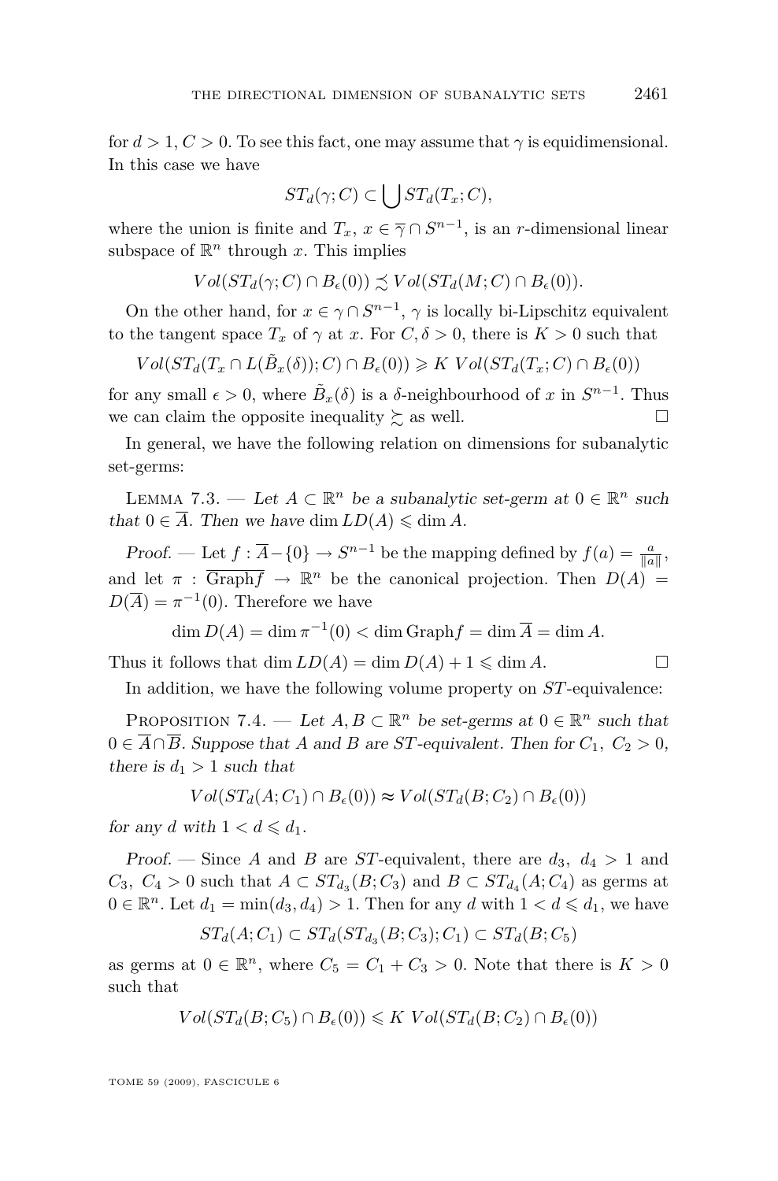for $d > 1$, $C > 0$. To see this fact, one may assume that $\gamma$ is equidimensional. In this case we have

$$ST_d(\gamma; C) \subset \bigcup ST_d(T_x; C),$$

where the union is finite and $T_x$, $x \in \overline{\gamma} \cap S^{n-1}$, is an $r$-dimensional linear subspace of $\mathbb{R}^n$ through $x$. This implies

$$Vol(ST_d(\gamma; C) \cap B_\epsilon(0)) \precsim Vol(ST_d(M; C) \cap B_\epsilon(0)).$$

On the other hand, for $x \in \gamma \cap S^{n-1}$, $\gamma$ is locally bi-Lipschitz equivalent to the tangent space $T_x$ of $\gamma$ at $x$. For $C, \delta > 0$, there is $K > 0$ such that

$$Vol(ST_d(T_x \cap L(\tilde{B}_x(\delta)); C) \cap B_\epsilon(0)) \geqslant K\ Vol(ST_d(T_x; C) \cap B_\epsilon(0))$$

for any small $\epsilon > 0$, where $\tilde{B}_x(\delta)$ is a $\delta$-neighbourhood of $x$ in $S^{n-1}$. Thus we can claim the opposite inequality $\succsim$ as well. $\square$

In general, we have the following relation on dimensions for subanalytic set-germs:

Lemma 7.3. — *Let $A \subset \mathbb{R}^n$ be a subanalytic set-germ at $0 \in \mathbb{R}^n$ such that $0 \in \overline{A}$. Then we have $\dim LD(A) \leqslant \dim A$.*

*Proof.* — Let $f : \overline{A} - \{0\} \to S^{n-1}$ be the mapping defined by $f(a) = \frac{a}{\|a\|}$, and let $\pi : \overline{\mathrm{Graph} f} \to \mathbb{R}^n$ be the canonical projection. Then $D(A) = D(\overline{A}) = \pi^{-1}(0)$. Therefore we have

$$\dim D(A) = \dim \pi^{-1}(0) < \dim \mathrm{Graph} f = \dim \overline{A} = \dim A.$$

Thus it follows that $\dim LD(A) = \dim D(A) + 1 \leqslant \dim A$. $\square$

In addition, we have the following volume property on $ST$-equivalence:

Proposition 7.4. — *Let $A, B \subset \mathbb{R}^n$ be set-germs at $0 \in \mathbb{R}^n$ such that $0 \in \overline{A} \cap \overline{B}$. Suppose that $A$ and $B$ are $ST$-equivalent. Then for $C_1,\ C_2 > 0$, there is $d_1 > 1$ such that*

$$Vol(ST_d(A; C_1) \cap B_\epsilon(0)) \approx Vol(ST_d(B; C_2) \cap B_\epsilon(0))$$

*for any $d$ with $1 < d \leqslant d_1$.*

*Proof.* — Since $A$ and $B$ are $ST$-equivalent, there are $d_3,\ d_4 > 1$ and $C_3,\ C_4 > 0$ such that $A \subset ST_{d_3}(B; C_3)$ and $B \subset ST_{d_4}(A; C_4)$ as germs at $0 \in \mathbb{R}^n$. Let $d_1 = \min(d_3, d_4) > 1$. Then for any $d$ with $1 < d \leqslant d_1$, we have

$$ST_d(A; C_1) \subset ST_d(ST_{d_3}(B; C_3); C_1) \subset ST_d(B; C_5)$$

as germs at $0 \in \mathbb{R}^n$, where $C_5 = C_1 + C_3 > 0$. Note that there is $K > 0$ such that

$$Vol(ST_d(B; C_5) \cap B_\epsilon(0)) \leqslant K\ Vol(ST_d(B; C_2) \cap B_\epsilon(0))$$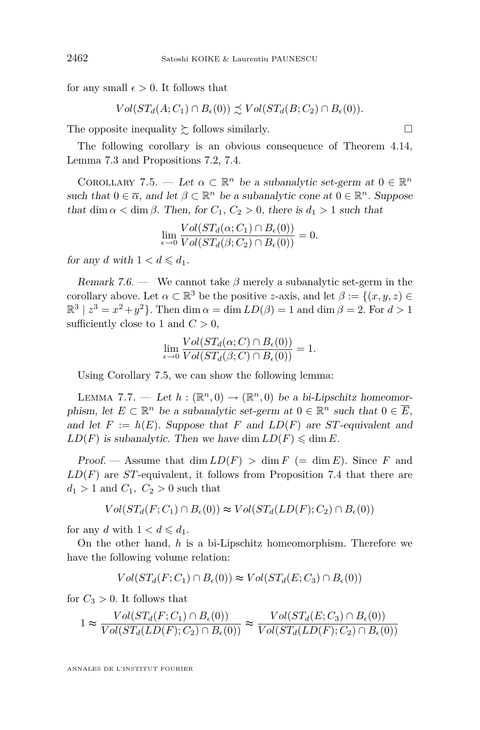for any small $\epsilon > 0$. It follows that

$$Vol(ST_d(A; C_1) \cap B_\epsilon(0)) \precsim Vol(ST_d(B; C_2) \cap B_\epsilon(0)).$$

The opposite inequality $\succsim$ follows similarly. $\square$

The following corollary is an obvious consequence of Theorem 4.14, Lemma 7.3 and Propositions 7.2, 7.4.

Corollary 7.5. — *Let $\alpha \subset \mathbb{R}^n$ be a subanalytic set-germ at $0 \in \mathbb{R}^n$ such that $0 \in \overline{\alpha}$, and let $\beta \subset \mathbb{R}^n$ be a subanalytic cone at $0 \in \mathbb{R}^n$. Suppose that $\dim \alpha < \dim \beta$. Then, for $C_1$, $C_2 > 0$, there is $d_1 > 1$ such that*

$$\lim_{\epsilon \to 0} \frac{Vol(ST_d(\alpha; C_1) \cap B_\epsilon(0))}{Vol(ST_d(\beta; C_2) \cap B_\epsilon(0))} = 0.$$

*for any $d$ with $1 < d \leqslant d_1$.*

*Remark 7.6.* — We cannot take $\beta$ merely a subanalytic set-germ in the corollary above. Let $\alpha \subset \mathbb{R}^3$ be the positive $z$-axis, and let $\beta := \{(x, y, z) \in \mathbb{R}^3 \mid z^3 = x^2 + y^2\}$. Then $\dim \alpha = \dim LD(\beta) = 1$ and $\dim \beta = 2$. For $d > 1$ sufficiently close to 1 and $C > 0$,

$$\lim_{\epsilon \to 0} \frac{Vol(ST_d(\alpha; C) \cap B_\epsilon(0))}{Vol(ST_d(\beta; C) \cap B_\epsilon(0))} = 1.$$

Using Corollary 7.5, we can show the following lemma:

Lemma 7.7. — *Let $h : (\mathbb{R}^n, 0) \to (\mathbb{R}^n, 0)$ be a bi-Lipschitz homeomorphism, let $E \subset \mathbb{R}^n$ be a subanalytic set-germ at $0 \in \mathbb{R}^n$ such that $0 \in \overline{E}$, and let $F := h(E)$. Suppose that $F$ and $LD(F)$ are $ST$-equivalent and $LD(F)$ is subanalytic. Then we have $\dim LD(F) \leqslant \dim E$.*

*Proof.* — Assume that $\dim LD(F) > \dim F$ $(= \dim E)$. Since $F$ and $LD(F)$ are $ST$-equivalent, it follows from Proposition 7.4 that there are $d_1 > 1$ and $C_1$, $C_2 > 0$ such that

$$Vol(ST_d(F; C_1) \cap B_\epsilon(0)) \approx Vol(ST_d(LD(F); C_2) \cap B_\epsilon(0))$$

for any $d$ with $1 < d \leqslant d_1$.

On the other hand, $h$ is a bi-Lipschitz homeomorphism. Therefore we have the following volume relation:

$$Vol(ST_d(F; C_1) \cap B_\epsilon(0)) \approx Vol(ST_d(E; C_3) \cap B_\epsilon(0))$$

for $C_3 > 0$. It follows that

$$1 \approx \frac{Vol(ST_d(F; C_1) \cap B_\epsilon(0))}{Vol(ST_d(LD(F); C_2) \cap B_\epsilon(0))} \approx \frac{Vol(ST_d(E; C_3) \cap B_\epsilon(0))}{Vol(ST_d(LD(F); C_2) \cap B_\epsilon(0))}$$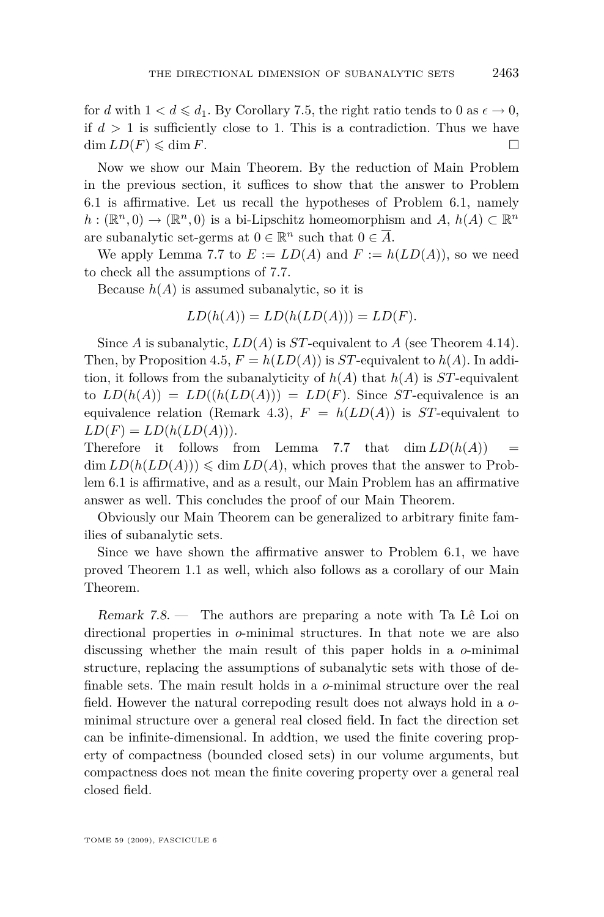for $d$ with $1 < d \leqslant d_1$. By Corollary 7.5, the right ratio tends to 0 as $\epsilon \to 0$, if $d > 1$ is sufficiently close to 1. This is a contradiction. Thus we have $\dim LD(F) \leqslant \dim F$. □

Now we show our Main Theorem. By the reduction of Main Problem in the previous section, it suffices to show that the answer to Problem 6.1 is affirmative. Let us recall the hypotheses of Problem 6.1, namely $h : (\mathbb{R}^n, 0) \to (\mathbb{R}^n, 0)$ is a bi-Lipschitz homeomorphism and $A$, $h(A) \subset \mathbb{R}^n$ are subanalytic set-germs at $0 \in \mathbb{R}^n$ such that $0 \in \overline{A}$.

We apply Lemma 7.7 to $E := LD(A)$ and $F := h(LD(A))$, so we need to check all the assumptions of 7.7.

Because $h(A)$ is assumed subanalytic, so it is

$$LD(h(A)) = LD(h(LD(A))) = LD(F).$$

Since $A$ is subanalytic, $LD(A)$ is $ST$-equivalent to $A$ (see Theorem 4.14). Then, by Proposition 4.5, $F = h(LD(A))$ is $ST$-equivalent to $h(A)$. In addition, it follows from the subanalyticity of $h(A)$ that $h(A)$ is $ST$-equivalent to $LD(h(A)) = LD((h(LD(A))) = LD(F)$. Since $ST$-equivalence is an equivalence relation (Remark 4.3), $F = h(LD(A))$ is $ST$-equivalent to $LD(F) = LD(h(LD(A)))$.
Therefore it follows from Lemma 7.7 that $\dim LD(h(A)) = \dim LD(h(LD(A))) \leqslant \dim LD(A)$, which proves that the answer to Problem 6.1 is affirmative, and as a result, our Main Problem has an affirmative answer as well. This concludes the proof of our Main Theorem.

Obviously our Main Theorem can be generalized to arbitrary finite families of subanalytic sets.

Since we have shown the affirmative answer to Problem 6.1, we have proved Theorem 1.1 as well, which also follows as a corollary of our Main Theorem.

*Remark 7.8.* — The authors are preparing a note with Ta Lê Loi on directional properties in *o*-minimal structures. In that note we are also discussing whether the main result of this paper holds in a *o*-minimal structure, replacing the assumptions of subanalytic sets with those of definable sets. The main result holds in a *o*-minimal structure over the real field. However the natural correpoding result does not always hold in a *o*-minimal structure over a general real closed field. In fact the direction set can be infinite-dimensional. In addtion, we used the finite covering property of compactness (bounded closed sets) in our volume arguments, but compactness does not mean the finite covering property over a general real closed field.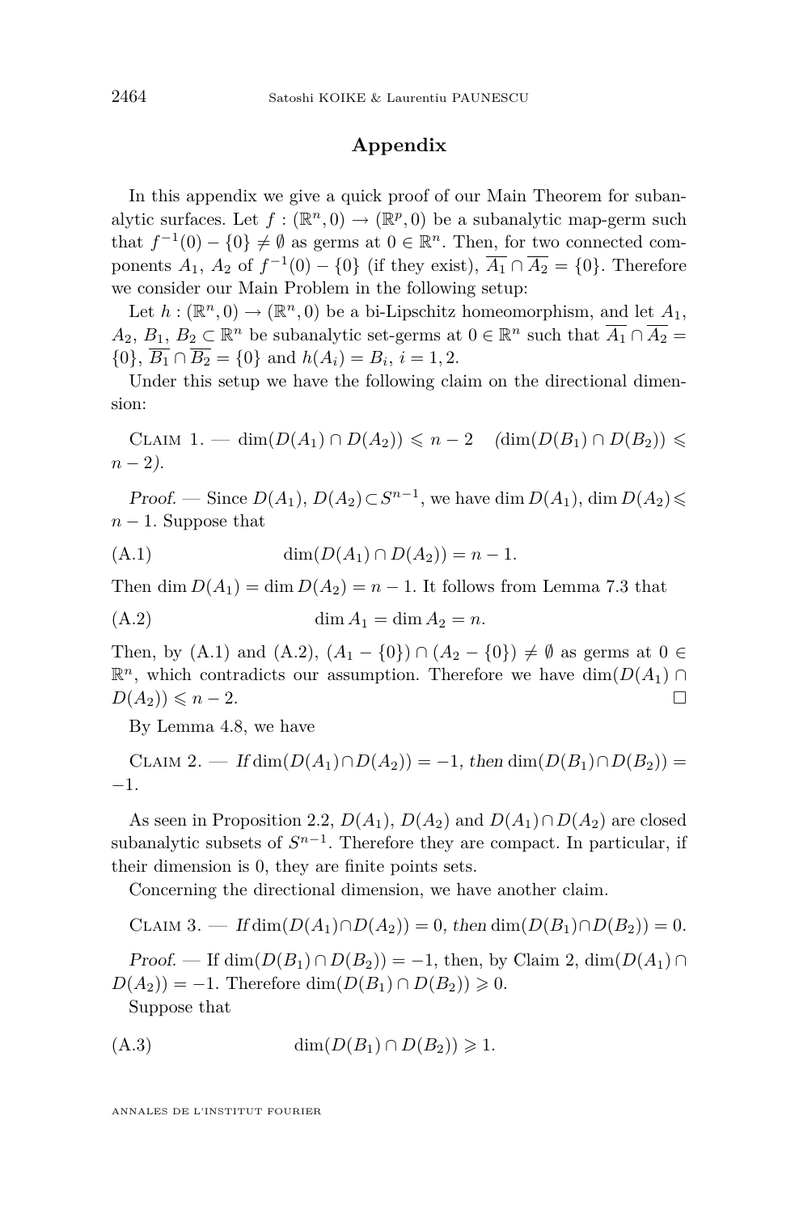## Appendix

In this appendix we give a quick proof of our Main Theorem for subanalytic surfaces. Let $f : (\mathbb{R}^n, 0) \to (\mathbb{R}^p, 0)$ be a subanalytic map-germ such that $f^{-1}(0) - \{0\} \neq \emptyset$ as germs at $0 \in \mathbb{R}^n$. Then, for two connected components $A_1$, $A_2$ of $f^{-1}(0) - \{0\}$ (if they exist), $\overline{A_1} \cap \overline{A_2} = \{0\}$. Therefore we consider our Main Problem in the following setup:

Let $h : (\mathbb{R}^n, 0) \to (\mathbb{R}^n, 0)$ be a bi-Lipschitz homeomorphism, and let $A_1$, $A_2$, $B_1$, $B_2 \subset \mathbb{R}^n$ be subanalytic set-germs at $0 \in \mathbb{R}^n$ such that $\overline{A_1} \cap \overline{A_2} = \{0\}$, $\overline{B_1} \cap \overline{B_2} = \{0\}$ and $h(A_i) = B_i$, $i = 1, 2$.

Under this setup we have the following claim on the directional dimension:

Claim 1. — $\dim(D(A_1) \cap D(A_2)) \leqslant n - 2 \quad (\dim(D(B_1) \cap D(B_2)) \leqslant n - 2)$.

*Proof.* — Since $D(A_1), D(A_2) \subset S^{n-1}$, we have $\dim D(A_1), \dim D(A_2) \leqslant n - 1$. Suppose that

$$\dim(D(A_1) \cap D(A_2)) = n - 1. \tag{A.1}$$

Then $\dim D(A_1) = \dim D(A_2) = n - 1$. It follows from Lemma 7.3 that

$$\dim A_1 = \dim A_2 = n. \tag{A.2}$$

Then, by (A.1) and (A.2), $(A_1 - \{0\}) \cap (A_2 - \{0\}) \neq \emptyset$ as germs at $0 \in \mathbb{R}^n$, which contradicts our assumption. Therefore we have $\dim(D(A_1) \cap D(A_2)) \leqslant n - 2$. □

By Lemma 4.8, we have

Claim 2. — *If* $\dim(D(A_1) \cap D(A_2)) = -1$, *then* $\dim(D(B_1) \cap D(B_2)) = -1$.

As seen in Proposition 2.2, $D(A_1)$, $D(A_2)$ and $D(A_1) \cap D(A_2)$ are closed subanalytic subsets of $S^{n-1}$. Therefore they are compact. In particular, if their dimension is 0, they are finite points sets.

Concerning the directional dimension, we have another claim.

Claim 3. — *If* $\dim(D(A_1) \cap D(A_2)) = 0$, *then* $\dim(D(B_1) \cap D(B_2)) = 0$.

*Proof.* — If $\dim(D(B_1) \cap D(B_2)) = -1$, then, by Claim 2, $\dim(D(A_1) \cap D(A_2)) = -1$. Therefore $\dim(D(B_1) \cap D(B_2)) \geqslant 0$.

Suppose that

$$\dim(D(B_1) \cap D(B_2)) \geqslant 1. \tag{A.3}$$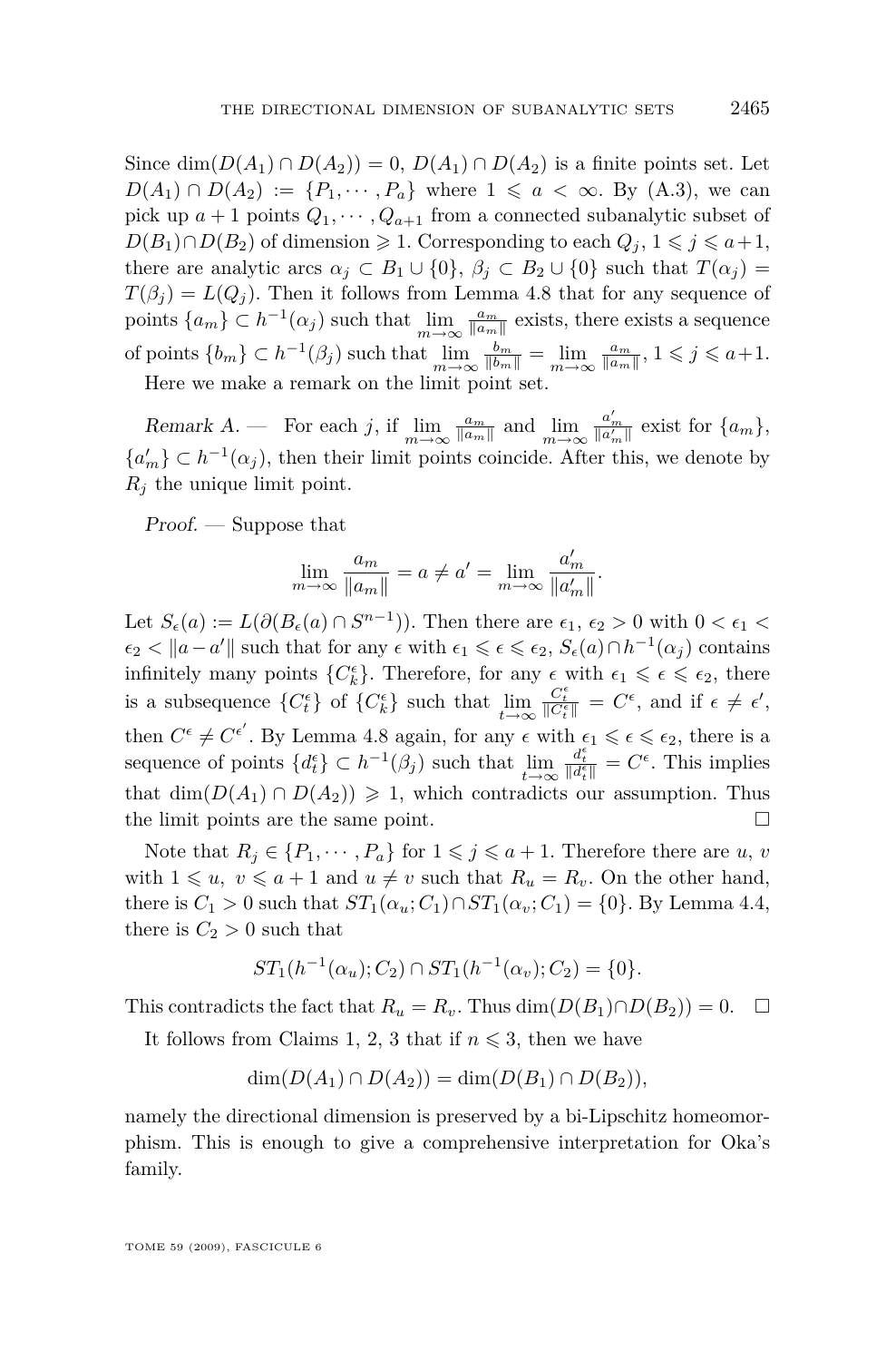Since $\dim(D(A_1) \cap D(A_2)) = 0$, $D(A_1) \cap D(A_2)$ is a finite points set. Let $D(A_1) \cap D(A_2) := \{P_1, \cdots, P_a\}$ where $1 \leqslant a < \infty$. By (A.3), we can pick up $a+1$ points $Q_1, \cdots, Q_{a+1}$ from a connected subanalytic subset of $D(B_1) \cap D(B_2)$ of dimension $\geqslant 1$. Corresponding to each $Q_j$, $1 \leqslant j \leqslant a+1$, there are analytic arcs $\alpha_j \subset B_1 \cup \{0\}$, $\beta_j \subset B_2 \cup \{0\}$ such that $T(\alpha_j) = T(\beta_j) = L(Q_j)$. Then it follows from Lemma 4.8 that for any sequence of points $\{a_m\} \subset h^{-1}(\alpha_j)$ such that $\lim_{m\to\infty} \frac{a_m}{\|a_m\|}$ exists, there exists a sequence of points $\{b_m\} \subset h^{-1}(\beta_j)$ such that $\lim_{m\to\infty} \frac{b_m}{\|b_m\|} = \lim_{m\to\infty} \frac{a_m}{\|a_m\|}$, $1 \leqslant j \leqslant a+1$.

Here we make a remark on the limit point set.

*Remark A.* — For each $j$, if $\lim_{m\to\infty} \frac{a_m}{\|a_m\|}$ and $\lim_{m\to\infty} \frac{a'_m}{\|a'_m\|}$ exist for $\{a_m\}$, $\{a'_m\} \subset h^{-1}(\alpha_j)$, then their limit points coincide. After this, we denote by $R_j$ the unique limit point.

*Proof.* — Suppose that

$$\lim_{m\to\infty} \frac{a_m}{\|a_m\|} = a \neq a' = \lim_{m\to\infty} \frac{a'_m}{\|a'_m\|}.$$

Let $S_\epsilon(a) := L(\partial(B_\epsilon(a) \cap S^{n-1}))$. Then there are $\epsilon_1$, $\epsilon_2 > 0$ with $0 < \epsilon_1 < \epsilon_2 < \|a - a'\|$ such that for any $\epsilon$ with $\epsilon_1 \leqslant \epsilon \leqslant \epsilon_2$, $S_\epsilon(a) \cap h^{-1}(\alpha_j)$ contains infinitely many points $\{C_k^\epsilon\}$. Therefore, for any $\epsilon$ with $\epsilon_1 \leqslant \epsilon \leqslant \epsilon_2$, there is a subsequence $\{C_t^\epsilon\}$ of $\{C_k^\epsilon\}$ such that $\lim_{t\to\infty} \frac{C_t^\epsilon}{\|C_t^\epsilon\|} = C^\epsilon$, and if $\epsilon \neq \epsilon'$, then $C^\epsilon \neq C^{\epsilon'}$. By Lemma 4.8 again, for any $\epsilon$ with $\epsilon_1 \leqslant \epsilon \leqslant \epsilon_2$, there is a sequence of points $\{d_t^\epsilon\} \subset h^{-1}(\beta_j)$ such that $\lim_{t\to\infty} \frac{d_t^\epsilon}{\|d_t^\epsilon\|} = C^\epsilon$. This implies that $\dim(D(A_1) \cap D(A_2)) \geqslant 1$, which contradicts our assumption. Thus the limit points are the same point. $\square$

Note that $R_j \in \{P_1, \cdots, P_a\}$ for $1 \leqslant j \leqslant a+1$. Therefore there are $u$, $v$ with $1 \leqslant u,\ v \leqslant a+1$ and $u \neq v$ such that $R_u = R_v$. On the other hand, there is $C_1 > 0$ such that $ST_1(\alpha_u; C_1) \cap ST_1(\alpha_v; C_1) = \{0\}$. By Lemma 4.4, there is $C_2 > 0$ such that

$$ST_1(h^{-1}(\alpha_u); C_2) \cap ST_1(h^{-1}(\alpha_v); C_2) = \{0\}.$$

This contradicts the fact that $R_u = R_v$. Thus $\dim(D(B_1) \cap D(B_2)) = 0$. $\square$

It follows from Claims 1, 2, 3 that if $n \leqslant 3$, then we have

$$\dim(D(A_1) \cap D(A_2)) = \dim(D(B_1) \cap D(B_2)),$$

namely the directional dimension is preserved by a bi-Lipschitz homeomorphism. This is enough to give a comprehensive interpretation for Oka's family.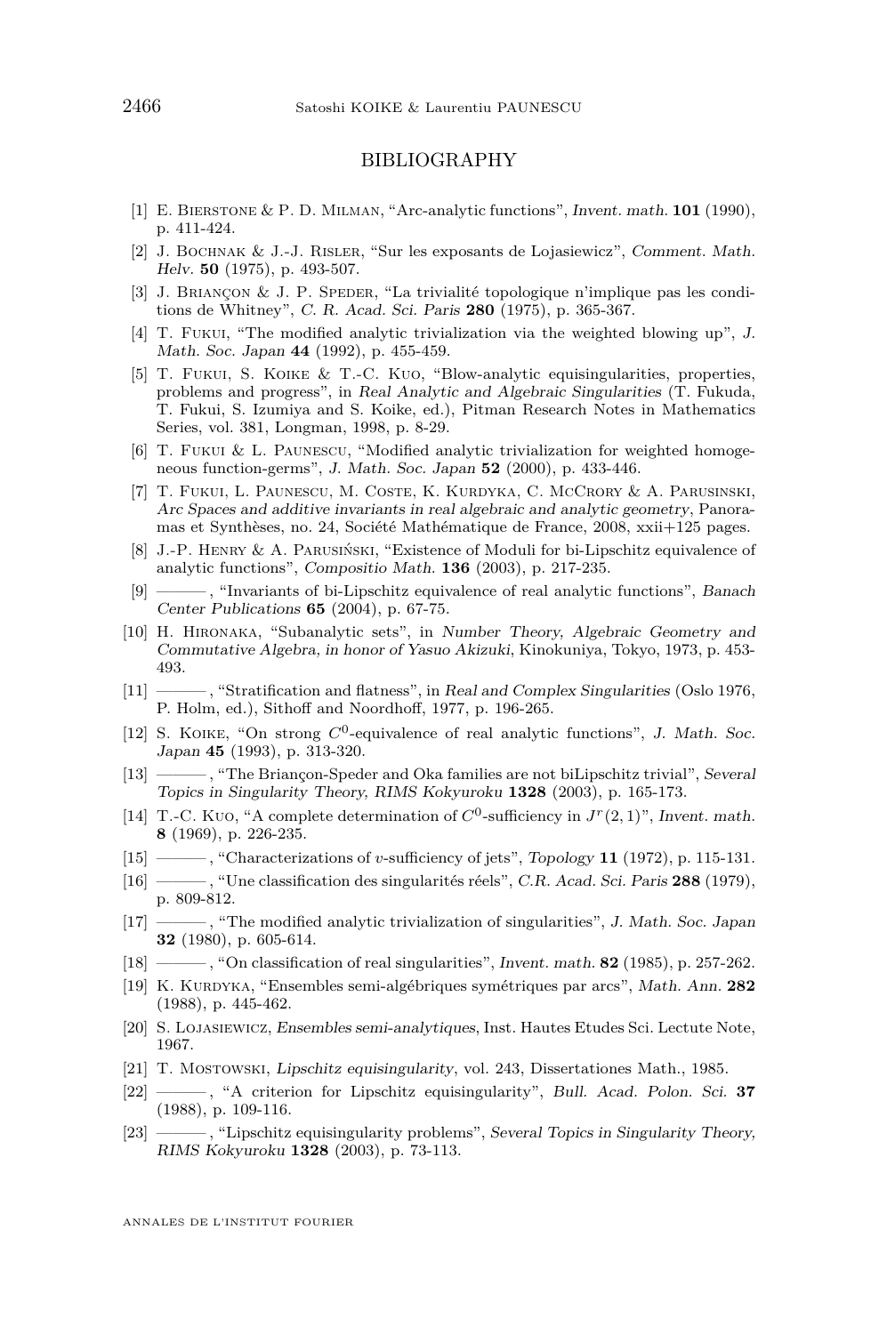# BIBLIOGRAPHY

[1] E. Bierstone & P. D. Milman, "Arc-analytic functions", *Invent. math.* **101** (1990), p. 411-424.

[2] J. Bochnak & J.-J. Risler, "Sur les exposants de Lojasiewicz", *Comment. Math. Helv.* **50** (1975), p. 493-507.

[3] J. Briançon & J. P. Speder, "La trivialité topologique n'implique pas les conditions de Whitney", *C. R. Acad. Sci. Paris* **280** (1975), p. 365-367.

[4] T. Fukui, "The modified analytic trivialization via the weighted blowing up", *J. Math. Soc. Japan* **44** (1992), p. 455-459.

[5] T. Fukui, S. Koike & T.-C. Kuo, "Blow-analytic equisingularities, properties, problems and progress", in *Real Analytic and Algebraic Singularities* (T. Fukuda, T. Fukui, S. Izumiya and S. Koike, ed.), Pitman Research Notes in Mathematics Series, vol. 381, Longman, 1998, p. 8-29.

[6] T. Fukui & L. Paunescu, "Modified analytic trivialization for weighted homogeneous function-germs", *J. Math. Soc. Japan* **52** (2000), p. 433-446.

[7] T. Fukui, L. Paunescu, M. Coste, K. Kurdyka, C. McCrory & A. Parusinski, *Arc Spaces and additive invariants in real algebraic and analytic geometry*, Panoramas et Synthèses, no. 24, Société Mathématique de France, 2008, xxii+125 pages.

[8] J.-P. Henry & A. Parusiński, "Existence of Moduli for bi-Lipschitz equivalence of analytic functions", *Compositio Math.* **136** (2003), p. 217-235.

[9] ———, "Invariants of bi-Lipschitz equivalence of real analytic functions", *Banach Center Publications* **65** (2004), p. 67-75.

[10] H. Hironaka, "Subanalytic sets", in *Number Theory, Algebraic Geometry and Commutative Algebra, in honor of Yasuo Akizuki*, Kinokuniya, Tokyo, 1973, p. 453-493.

[11] ———, "Stratification and flatness", in *Real and Complex Singularities* (Oslo 1976, P. Holm, ed.), Sithoff and Noordhoff, 1977, p. 196-265.

[12] S. Koike, "On strong $C^0$-equivalence of real analytic functions", *J. Math. Soc. Japan* **45** (1993), p. 313-320.

[13] ———, "The Briançon-Speder and Oka families are not biLipschitz trivial", *Several Topics in Singularity Theory, RIMS Kokyuroku* **1328** (2003), p. 165-173.

[14] T.-C. Kuo, "A complete determination of $C^0$-sufficiency in $J^r(2,1)$", *Invent. math.* **8** (1969), p. 226-235.

[15] ———, "Characterizations of $v$-sufficiency of jets", *Topology* **11** (1972), p. 115-131.

[16] ———, "Une classification des singularités réels", *C.R. Acad. Sci. Paris* **288** (1979), p. 809-812.

[17] ———, "The modified analytic trivialization of singularities", *J. Math. Soc. Japan* **32** (1980), p. 605-614.

[18] ———, "On classification of real singularities", *Invent. math.* **82** (1985), p. 257-262.

[19] K. Kurdyka, "Ensembles semi-algébriques symétriques par arcs", *Math. Ann.* **282** (1988), p. 445-462.

[20] S. Lojasiewicz, *Ensembles semi-analytiques*, Inst. Hautes Etudes Sci. Lectute Note, 1967.

[21] T. Mostowski, *Lipschitz equisingularity*, vol. 243, Dissertationes Math., 1985.

[22] ———, "A criterion for Lipschitz equisingularity", *Bull. Acad. Polon. Sci.* **37** (1988), p. 109-116.

[23] ———, "Lipschitz equisingularity problems", *Several Topics in Singularity Theory, RIMS Kokyuroku* **1328** (2003), p. 73-113.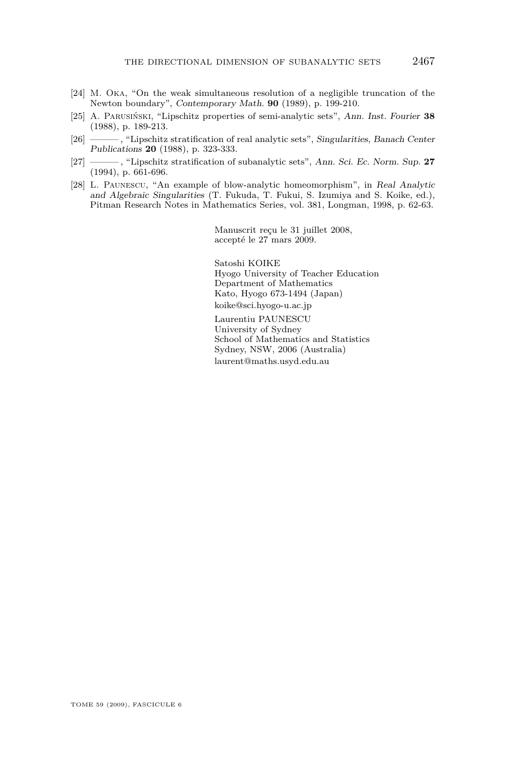[24] M. Oka, "On the weak simultaneous resolution of a negligible truncation of the Newton boundary", *Contemporary Math.* **90** (1989), p. 199-210.

[25] A. Parusiński, "Lipschitz properties of semi-analytic sets", *Ann. Inst. Fourier* **38** (1988), p. 189-213.

[26] ———, "Lipschitz stratification of real analytic sets", *Singularities, Banach Center Publications* **20** (1988), p. 323-333.

[27] ———, "Lipschitz stratification of subanalytic sets", *Ann. Sci. Ec. Norm. Sup.* **27** (1994), p. 661-696.

[28] L. Paunescu, "An example of blow-analytic homeomorphism", in *Real Analytic and Algebraic Singularities* (T. Fukuda, T. Fukui, S. Izumiya and S. Koike, ed.), Pitman Research Notes in Mathematics Series, vol. 381, Longman, 1998, p. 62-63.

Manuscrit reçu le 31 juillet 2008,
accepté le 27 mars 2009.

Satoshi KOIKE
Hyogo University of Teacher Education
Department of Mathematics
Kato, Hyogo 673-1494 (Japan)
koike@sci.hyogo-u.ac.jp

Laurentiu PAUNESCU
University of Sydney
School of Mathematics and Statistics
Sydney, NSW, 2006 (Australia)
laurent@maths.usyd.edu.au